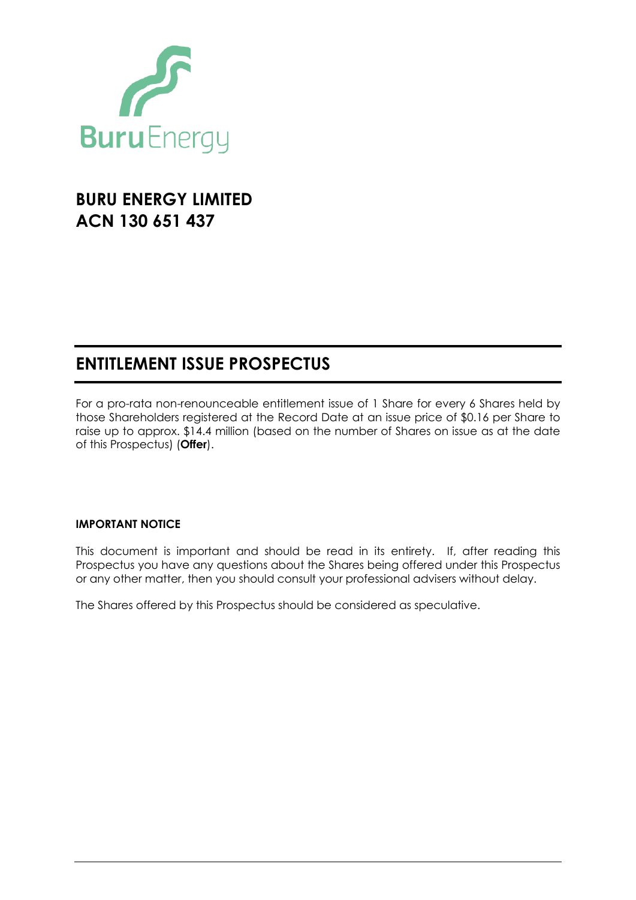Buru Energy

# BURU ENERGY LIMITED
# ACN 130 651 437

## ENTITLEMENT ISSUE PROSPECTUS

For a pro-rata non-renounceable entitlement issue of 1 Share for every 6 Shares held by those Shareholders registered at the Record Date at an issue price of $0.16 per Share to raise up to approx. $14.4 million (based on the number of Shares on issue as at the date of this Prospectus) (**Offer**).

**IMPORTANT NOTICE**

This document is important and should be read in its entirety. If, after reading this Prospectus you have any questions about the Shares being offered under this Prospectus or any other matter, then you should consult your professional advisers without delay.

The Shares offered by this Prospectus should be considered as speculative.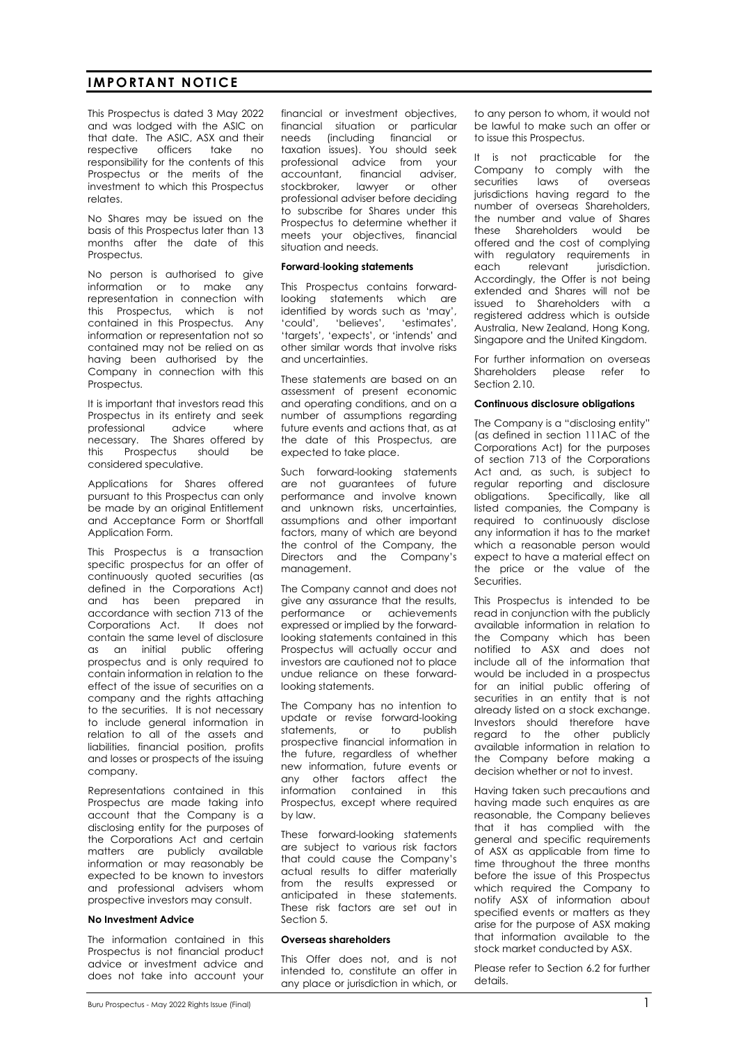# IMPORTANT NOTICE

This Prospectus is dated 3 May 2022 and was lodged with the ASIC on that date. The ASIC, ASX and their respective officers take no responsibility for the contents of this Prospectus or the merits of the investment to which this Prospectus relates.

No Shares may be issued on the basis of this Prospectus later than 13 months after the date of this Prospectus.

No person is authorised to give information or to make any representation in connection with this Prospectus, which is not contained in this Prospectus. Any information or representation not so contained may not be relied on as having been authorised by the Company in connection with this Prospectus.

It is important that investors read this Prospectus in its entirety and seek professional advice where necessary. The Shares offered by this Prospectus should be considered speculative.

Applications for Shares offered pursuant to this Prospectus can only be made by an original Entitlement and Acceptance Form or Shortfall Application Form.

This Prospectus is a transaction specific prospectus for an offer of continuously quoted securities (as defined in the Corporations Act) and has been prepared in accordance with section 713 of the Corporations Act. It does not contain the same level of disclosure as an initial public offering prospectus and is only required to contain information in relation to the effect of the issue of securities on a company and the rights attaching to the securities. It is not necessary to include general information in relation to all of the assets and liabilities, financial position, profits and losses or prospects of the issuing company.

Representations contained in this Prospectus are made taking into account that the Company is a disclosing entity for the purposes of the Corporations Act and certain matters are publicly available information or may reasonably be expected to be known to investors and professional advisers whom prospective investors may consult.

**No Investment Advice**

The information contained in this Prospectus is not financial product advice or investment advice and does not take into account your financial or investment objectives, financial situation or particular needs (including financial or taxation issues). You should seek professional advice from your accountant, financial adviser, stockbroker, lawyer or other professional adviser before deciding to subscribe for Shares under this Prospectus to determine whether it meets your objectives, financial situation and needs.

**Forward-looking statements**

This Prospectus contains forward-looking statements which are identified by words such as 'may', 'could', 'believes', 'estimates', 'targets', 'expects', or 'intends' and other similar words that involve risks and uncertainties.

These statements are based on an assessment of present economic and operating conditions, and on a number of assumptions regarding future events and actions that, as at the date of this Prospectus, are expected to take place.

Such forward-looking statements are not guarantees of future performance and involve known and unknown risks, uncertainties, assumptions and other important factors, many of which are beyond the control of the Company, the Directors and the Company's management.

The Company cannot and does not give any assurance that the results, performance or achievements expressed or implied by the forward-looking statements contained in this Prospectus will actually occur and investors are cautioned not to place undue reliance on these forward-looking statements.

The Company has no intention to update or revise forward-looking statements, or to publish prospective financial information in the future, regardless of whether new information, future events or any other factors affect the information contained in this Prospectus, except where required by law.

These forward-looking statements are subject to various risk factors that could cause the Company's actual results to differ materially from the results expressed or anticipated in these statements. These risk factors are set out in Section 5.

**Overseas shareholders**

This Offer does not, and is not intended to, constitute an offer in any place or jurisdiction in which, or to any person to whom, it would not be lawful to make such an offer or to issue this Prospectus.

It is not practicable for the Company to comply with the securities laws of overseas jurisdictions having regard to the number of overseas Shareholders, the number and value of Shares these Shareholders would be offered and the cost of complying with regulatory requirements in each relevant jurisdiction. Accordingly, the Offer is not being extended and Shares will not be issued to Shareholders with a registered address which is outside Australia, New Zealand, Hong Kong, Singapore and the United Kingdom.

For further information on overseas Shareholders please refer to Section 2.10.

**Continuous disclosure obligations**

The Company is a "disclosing entity" (as defined in section 111AC of the Corporations Act) for the purposes of section 713 of the Corporations Act and, as such, is subject to regular reporting and disclosure obligations. Specifically, like all listed companies, the Company is required to continuously disclose any information it has to the market which a reasonable person would expect to have a material effect on the price or the value of the Securities.

This Prospectus is intended to be read in conjunction with the publicly available information in relation to the Company which has been notified to ASX and does not include all of the information that would be included in a prospectus for an initial public offering of securities in an entity that is not already listed on a stock exchange. Investors should therefore have regard to the other publicly available information in relation to the Company before making a decision whether or not to invest.

Having taken such precautions and having made such enquires as are reasonable, the Company believes that it has complied with the general and specific requirements of ASX as applicable from time to time throughout the three months before the issue of this Prospectus which required the Company to notify ASX of information about specified events or matters as they arise for the purpose of ASX making that information available to the stock market conducted by ASX.

Please refer to Section 6.2 for further details.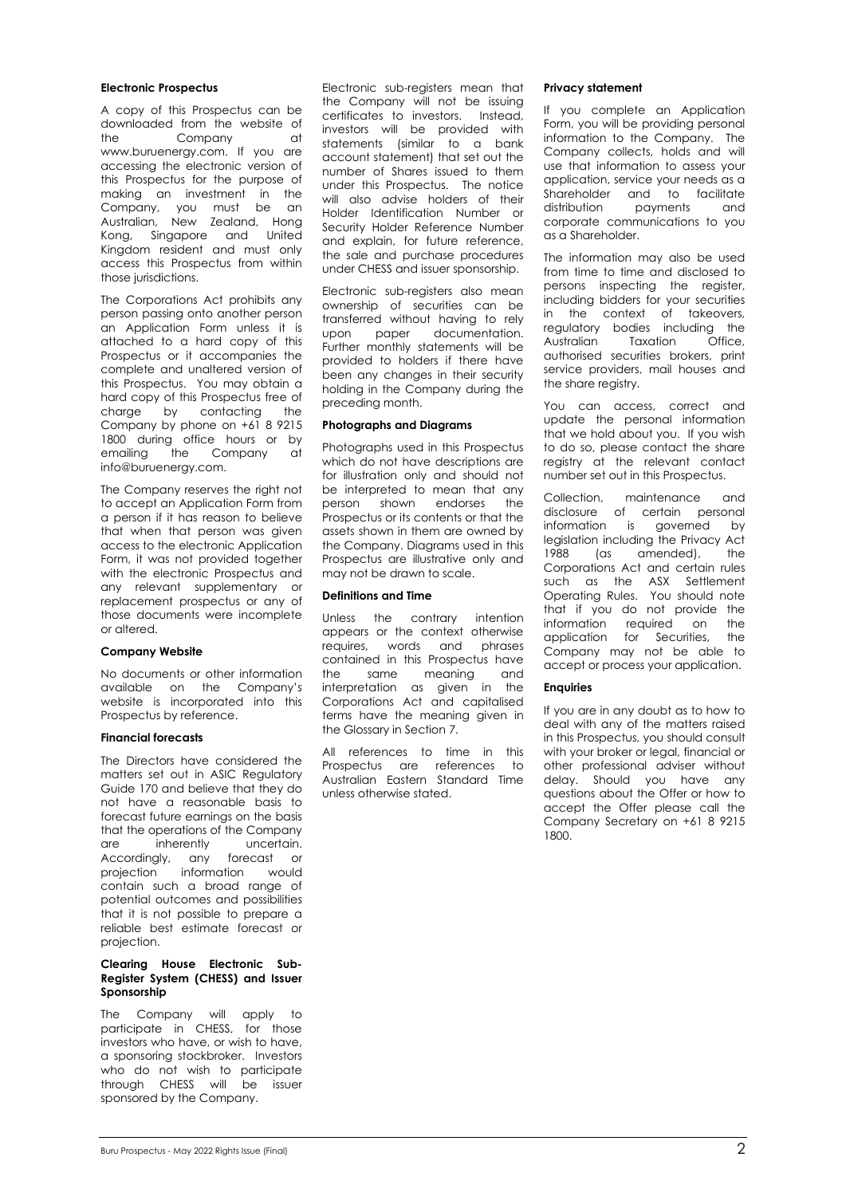#### Electronic Prospectus

A copy of this Prospectus can be downloaded from the website of the Company at www.buruenergy.com. If you are accessing the electronic version of this Prospectus for the purpose of making an investment in the Company, you must be an Australian, New Zealand, Hong Kong, Singapore and United Kingdom resident and must only access this Prospectus from within those jurisdictions.

The Corporations Act prohibits any person passing onto another person an Application Form unless it is attached to a hard copy of this Prospectus or it accompanies the complete and unaltered version of this Prospectus. You may obtain a hard copy of this Prospectus free of charge by contacting the Company by phone on +61 8 9215 1800 during office hours or by emailing the Company at info@buruenergy.com.

The Company reserves the right not to accept an Application Form from a person if it has reason to believe that when that person was given access to the electronic Application Form, it was not provided together with the electronic Prospectus and any relevant supplementary or replacement prospectus or any of those documents were incomplete or altered.

#### Company Website

No documents or other information available on the Company's website is incorporated into this Prospectus by reference.

#### Financial forecasts

The Directors have considered the matters set out in ASIC Regulatory Guide 170 and believe that they do not have a reasonable basis to forecast future earnings on the basis that the operations of the Company are inherently uncertain. Accordingly, any forecast or projection information would contain such a broad range of potential outcomes and possibilities that it is not possible to prepare a reliable best estimate forecast or projection.

#### Clearing House Electronic Sub-Register System (CHESS) and Issuer Sponsorship

The Company will apply to participate in CHESS, for those investors who have, or wish to have, a sponsoring stockbroker. Investors who do not wish to participate through CHESS will be issuer sponsored by the Company.

Electronic sub-registers mean that the Company will not be issuing certificates to investors. Instead, investors will be provided with statements (similar to a bank account statement) that set out the number of Shares issued to them under this Prospectus. The notice will also advise holders of their Holder Identification Number or Security Holder Reference Number and explain, for future reference, the sale and purchase procedures under CHESS and issuer sponsorship.

Electronic sub-registers also mean ownership of securities can be transferred without having to rely upon paper documentation. Further monthly statements will be provided to holders if there have been any changes in their security holding in the Company during the preceding month.

#### Photographs and Diagrams

Photographs used in this Prospectus which do not have descriptions are for illustration only and should not be interpreted to mean that any person shown endorses the Prospectus or its contents or that the assets shown in them are owned by the Company. Diagrams used in this Prospectus are illustrative only and may not be drawn to scale.

#### Definitions and Time

Unless the contrary intention appears or the context otherwise requires, words and phrases contained in this Prospectus have the same meaning and interpretation as given in the Corporations Act and capitalised terms have the meaning given in the Glossary in Section 7.

All references to time in this Prospectus are references to Australian Eastern Standard Time unless otherwise stated.

#### Privacy statement

If you complete an Application Form, you will be providing personal information to the Company. The Company collects, holds and will use that information to assess your application, service your needs as a Shareholder and to facilitate distribution payments and corporate communications to you as a Shareholder.

The information may also be used from time to time and disclosed to persons inspecting the register, including bidders for your securities in the context of takeovers, regulatory bodies including the Australian Taxation Office, authorised securities brokers, print service providers, mail houses and the share registry.

You can access, correct and update the personal information that we hold about you. If you wish to do so, please contact the share registry at the relevant contact number set out in this Prospectus.

Collection, maintenance and disclosure of certain personal information is governed by legislation including the Privacy Act 1988 (as amended), the Corporations Act and certain rules such as the ASX Settlement Operating Rules. You should note that if you do not provide the information required on the application for Securities, the Company may not be able to accept or process your application.

#### Enquiries

If you are in any doubt as to how to deal with any of the matters raised in this Prospectus, you should consult with your broker or legal, financial or other professional adviser without delay. Should you have any questions about the Offer or how to accept the Offer please call the Company Secretary on +61 8 9215 1800.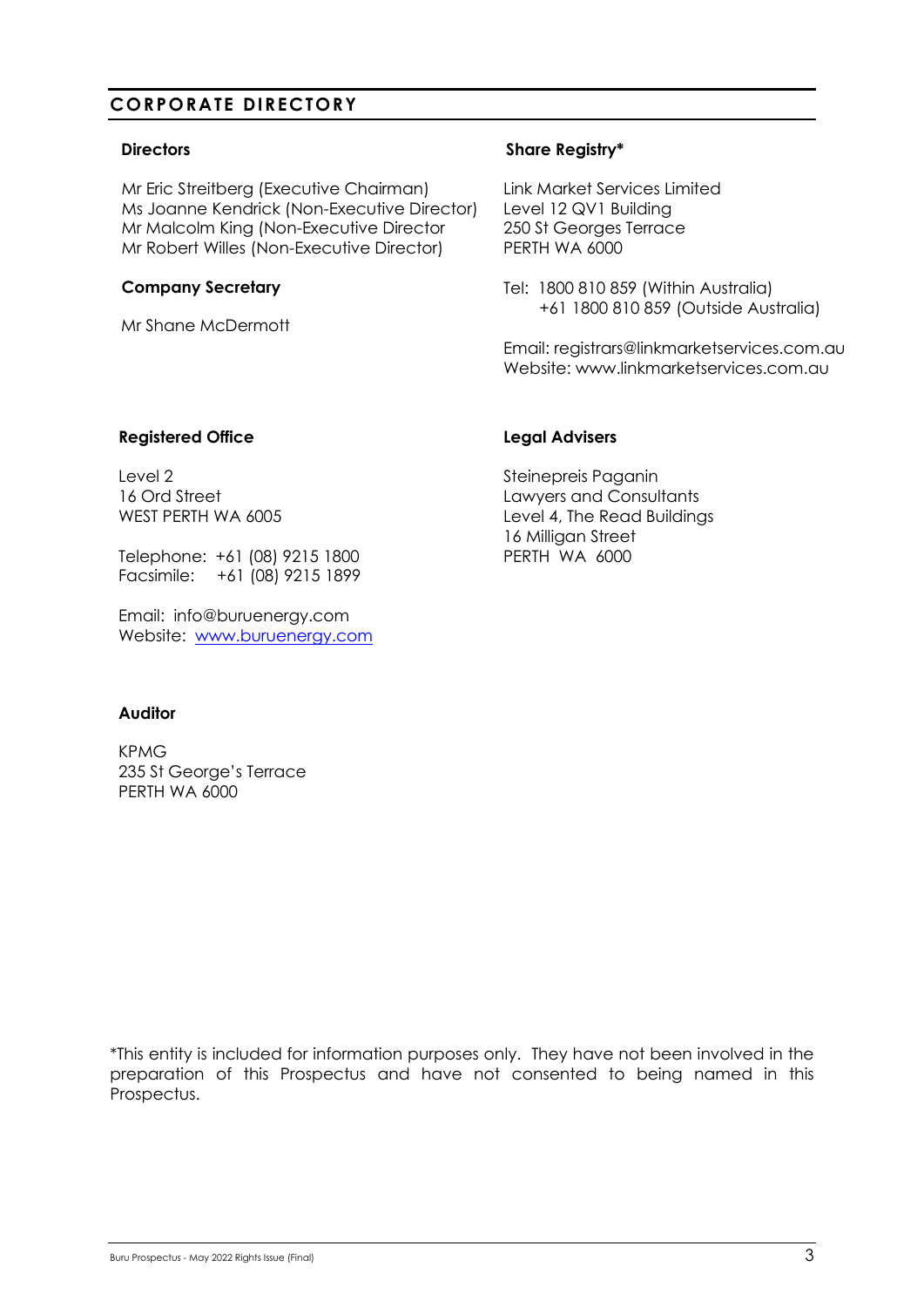## CORPORATE DIRECTORY

**Directors**

Mr Eric Streitberg (Executive Chairman)
Ms Joanne Kendrick (Non-Executive Director)
Mr Malcolm King (Non-Executive Director
Mr Robert Willes (Non-Executive Director)

**Company Secretary**

Mr Shane McDermott

**Share Registry***

Link Market Services Limited
Level 12 QV1 Building
250 St Georges Terrace
PERTH WA 6000

Tel: 1800 810 859 (Within Australia)
+61 1800 810 859 (Outside Australia)

Email: registrars@linkmarketservices.com.au
Website: www.linkmarketservices.com.au

**Registered Office**

Level 2
16 Ord Street
WEST PERTH WA 6005

Telephone: +61 (08) 9215 1800
Facsimile: +61 (08) 9215 1899

Email: info@buruenergy.com
Website: www.buruenergy.com

**Legal Advisers**

Steinepreis Paganin
Lawyers and Consultants
Level 4, The Read Buildings
16 Milligan Street
PERTH WA 6000

**Auditor**

KPMG
235 St George's Terrace
PERTH WA 6000

*This entity is included for information purposes only. They have not been involved in the preparation of this Prospectus and have not consented to being named in this Prospectus.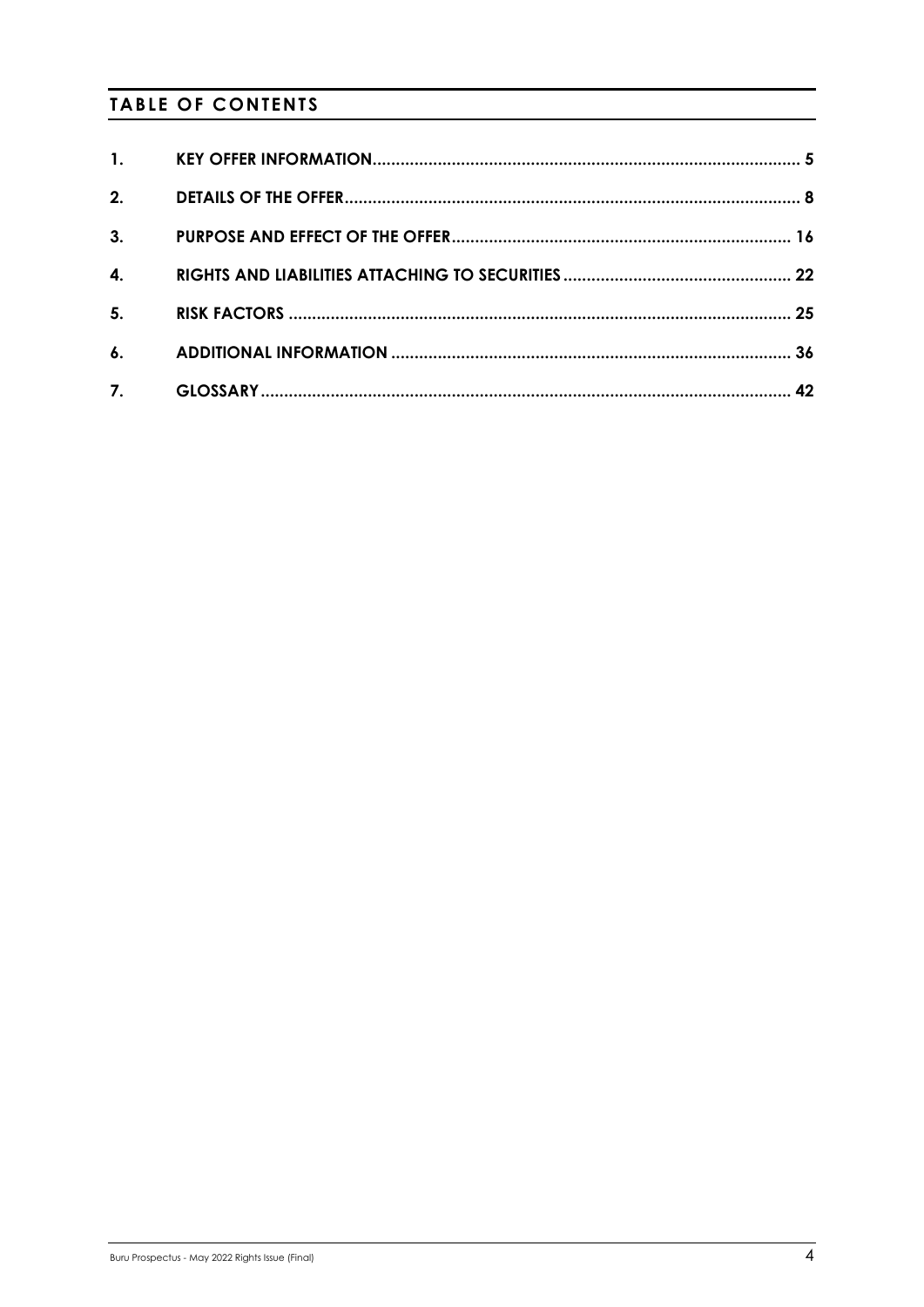# TABLE OF CONTENTS

| | | |
|---|---|---|
| **1.** | **KEY OFFER INFORMATION** | **5** |
| **2.** | **DETAILS OF THE OFFER** | **8** |
| **3.** | **PURPOSE AND EFFECT OF THE OFFER** | **16** |
| **4.** | **RIGHTS AND LIABILITIES ATTACHING TO SECURITIES** | **22** |
| **5.** | **RISK FACTORS** | **25** |
| **6.** | **ADDITIONAL INFORMATION** | **36** |
| **7.** | **GLOSSARY** | **42** |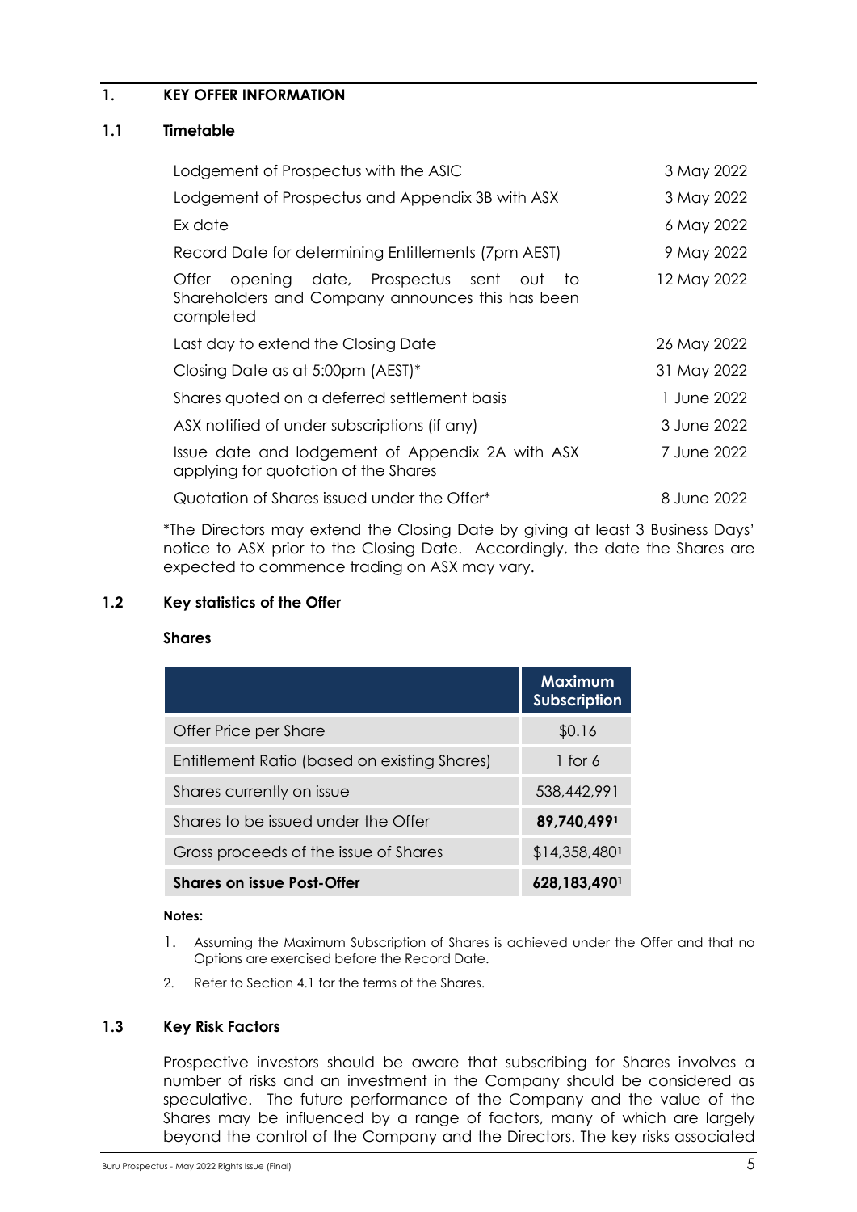## 1. KEY OFFER INFORMATION

### 1.1 Timetable

| | |
|---|---|
| Lodgement of Prospectus with the ASIC | 3 May 2022 |
| Lodgement of Prospectus and Appendix 3B with ASX | 3 May 2022 |
| Ex date | 6 May 2022 |
| Record Date for determining Entitlements (7pm AEST) | 9 May 2022 |
| Offer opening date, Prospectus sent out to Shareholders and Company announces this has been completed | 12 May 2022 |
| Last day to extend the Closing Date | 26 May 2022 |
| Closing Date as at 5:00pm (AEST)* | 31 May 2022 |
| Shares quoted on a deferred settlement basis | 1 June 2022 |
| ASX notified of under subscriptions (if any) | 3 June 2022 |
| Issue date and lodgement of Appendix 2A with ASX applying for quotation of the Shares | 7 June 2022 |
| Quotation of Shares issued under the Offer* | 8 June 2022 |

*The Directors may extend the Closing Date by giving at least 3 Business Days' notice to ASX prior to the Closing Date. Accordingly, the date the Shares are expected to commence trading on ASX may vary.

### 1.2 Key statistics of the Offer

**Shares**

| | Maximum Subscription |
|---|---|
| Offer Price per Share | $0.16 |
| Entitlement Ratio (based on existing Shares) | 1 for 6 |
| Shares currently on issue | 538,442,991 |
| Shares to be issued under the Offer | **89,740,499**[1] |
| Gross proceeds of the issue of Shares | $14,358,480[1] |
| **Shares on issue Post-Offer** | **628,183,490**[1] |

**Notes:**

1. Assuming the Maximum Subscription of Shares is achieved under the Offer and that no Options are exercised before the Record Date.
2. Refer to Section 4.1 for the terms of the Shares.

### 1.3 Key Risk Factors

Prospective investors should be aware that subscribing for Shares involves a number of risks and an investment in the Company should be considered as speculative. The future performance of the Company and the value of the Shares may be influenced by a range of factors, many of which are largely beyond the control of the Company and the Directors. The key risks associated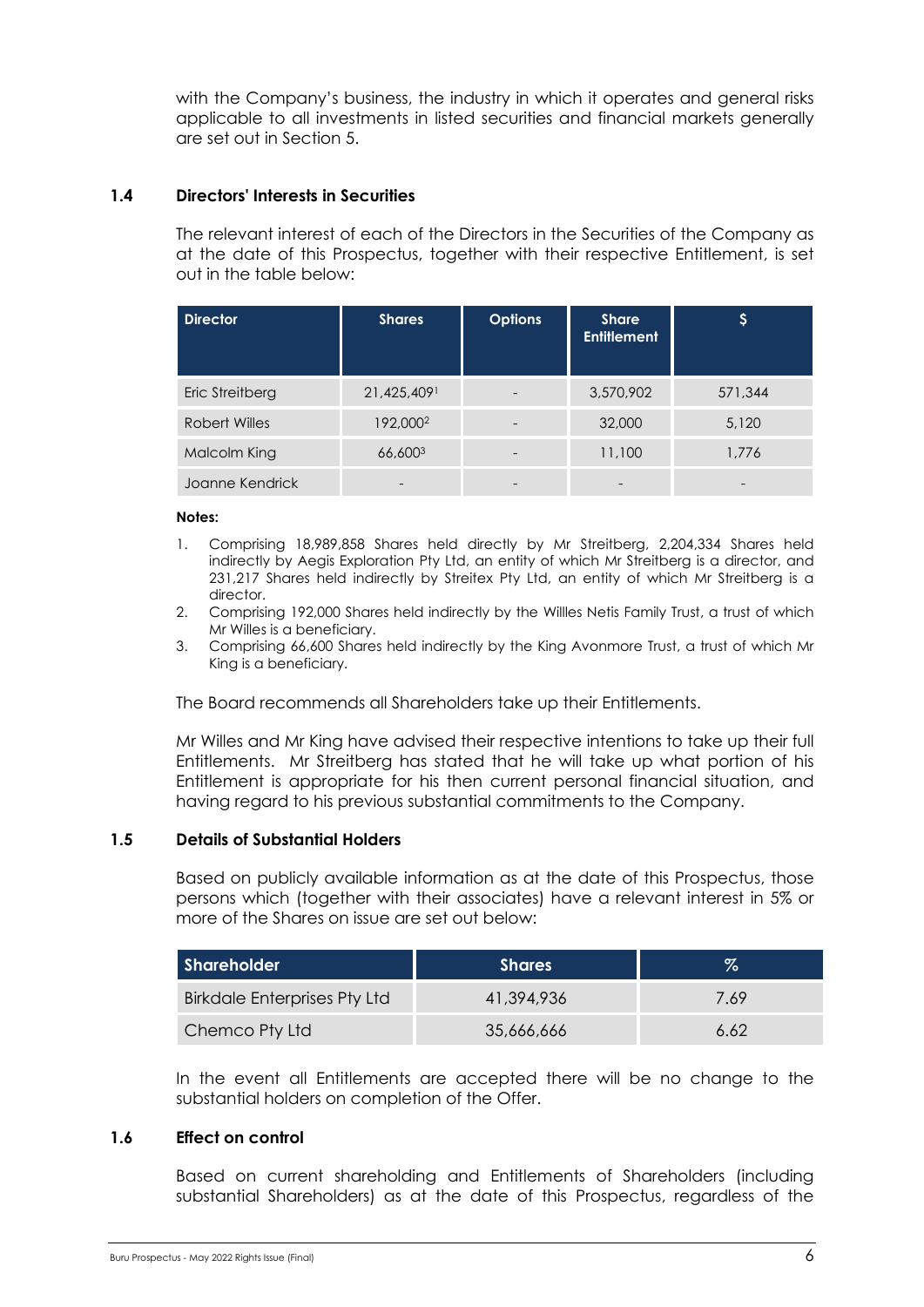with the Company's business, the industry in which it operates and general risks applicable to all investments in listed securities and financial markets generally are set out in Section 5.

### 1.4 Directors' Interests in Securities

The relevant interest of each of the Directors in the Securities of the Company as at the date of this Prospectus, together with their respective Entitlement, is set out in the table below:

| Director | Shares | Options | Share Entitlement | $ |
|---|---|---|---|---|
| Eric Streitberg | 21,425,409[1] | - | 3,570,902 | 571,344 |
| Robert Willes | 192,000[2] | - | 32,000 | 5,120 |
| Malcolm King | 66,600[3] | - | 11,100 | 1,776 |
| Joanne Kendrick | - | - | - | - |

**Notes:**

1. Comprising 18,989,858 Shares held directly by Mr Streitberg, 2,204,334 Shares held indirectly by Aegis Exploration Pty Ltd, an entity of which Mr Streitberg is a director, and 231,217 Shares held indirectly by Streitex Pty Ltd, an entity of which Mr Streitberg is a director.
2. Comprising 192,000 Shares held indirectly by the Willles Netis Family Trust, a trust of which Mr Willes is a beneficiary.
3. Comprising 66,600 Shares held indirectly by the King Avonmore Trust, a trust of which Mr King is a beneficiary.

The Board recommends all Shareholders take up their Entitlements.

Mr Willes and Mr King have advised their respective intentions to take up their full Entitlements. Mr Streitberg has stated that he will take up what portion of his Entitlement is appropriate for his then current personal financial situation, and having regard to his previous substantial commitments to the Company.

### 1.5 Details of Substantial Holders

Based on publicly available information as at the date of this Prospectus, those persons which (together with their associates) have a relevant interest in 5% or more of the Shares on issue are set out below:

| Shareholder | Shares | % |
|---|---|---|
| Birkdale Enterprises Pty Ltd | 41,394,936 | 7.69 |
| Chemco Pty Ltd | 35,666,666 | 6.62 |

In the event all Entitlements are accepted there will be no change to the substantial holders on completion of the Offer.

### 1.6 Effect on control

Based on current shareholding and Entitlements of Shareholders (including substantial Shareholders) as at the date of this Prospectus, regardless of the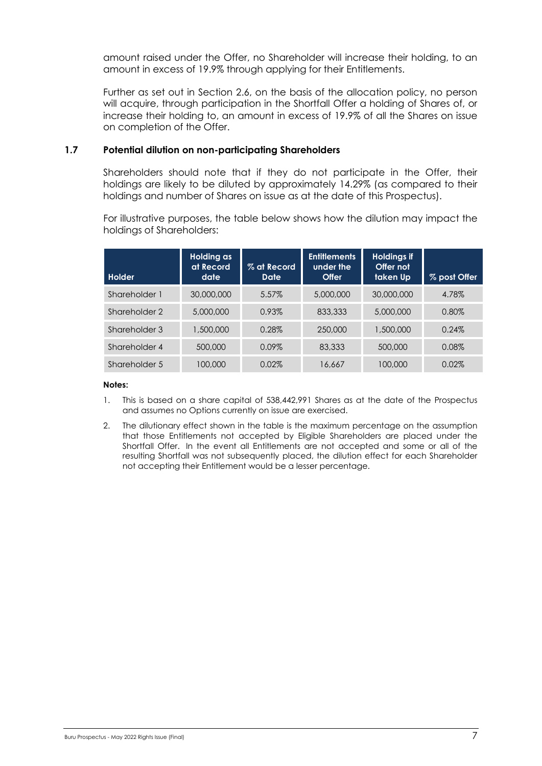amount raised under the Offer, no Shareholder will increase their holding, to an amount in excess of 19.9% through applying for their Entitlements.

Further as set out in Section 2.6, on the basis of the allocation policy, no person will acquire, through participation in the Shortfall Offer a holding of Shares of, or increase their holding to, an amount in excess of 19.9% of all the Shares on issue on completion of the Offer.

### 1.7 Potential dilution on non-participating Shareholders

Shareholders should note that if they do not participate in the Offer, their holdings are likely to be diluted by approximately 14.29% (as compared to their holdings and number of Shares on issue as at the date of this Prospectus).

For illustrative purposes, the table below shows how the dilution may impact the holdings of Shareholders:

| Holder | Holding as at Record date | % at Record Date | Entitlements under the Offer | Holdings if Offer not taken Up | % post Offer |
|---|---|---|---|---|---|
| Shareholder 1 | 30,000,000 | 5.57% | 5,000,000 | 30,000,000 | 4.78% |
| Shareholder 2 | 5,000,000 | 0.93% | 833,333 | 5,000,000 | 0.80% |
| Shareholder 3 | 1,500,000 | 0.28% | 250,000 | 1,500,000 | 0.24% |
| Shareholder 4 | 500,000 | 0.09% | 83,333 | 500,000 | 0.08% |
| Shareholder 5 | 100,000 | 0.02% | 16,667 | 100,000 | 0.02% |

**Notes:**

1. This is based on a share capital of 538,442,991 Shares as at the date of the Prospectus and assumes no Options currently on issue are exercised.
2. The dilutionary effect shown in the table is the maximum percentage on the assumption that those Entitlements not accepted by Eligible Shareholders are placed under the Shortfall Offer. In the event all Entitlements are not accepted and some or all of the resulting Shortfall was not subsequently placed, the dilution effect for each Shareholder not accepting their Entitlement would be a lesser percentage.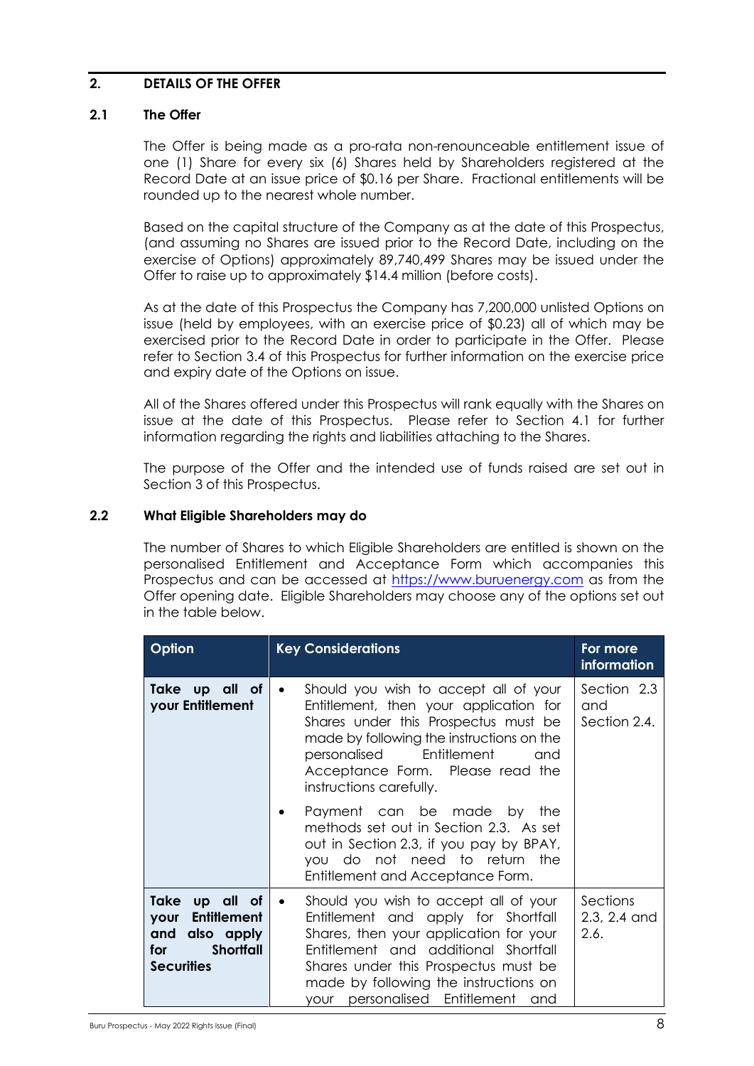## 2. DETAILS OF THE OFFER

### 2.1 The Offer

The Offer is being made as a pro-rata non-renounceable entitlement issue of one (1) Share for every six (6) Shares held by Shareholders registered at the Record Date at an issue price of $0.16 per Share. Fractional entitlements will be rounded up to the nearest whole number.

Based on the capital structure of the Company as at the date of this Prospectus, (and assuming no Shares are issued prior to the Record Date, including on the exercise of Options) approximately 89,740,499 Shares may be issued under the Offer to raise up to approximately $14.4 million (before costs).

As at the date of this Prospectus the Company has 7,200,000 unlisted Options on issue (held by employees, with an exercise price of $0.23) all of which may be exercised prior to the Record Date in order to participate in the Offer. Please refer to Section 3.4 of this Prospectus for further information on the exercise price and expiry date of the Options on issue.

All of the Shares offered under this Prospectus will rank equally with the Shares on issue at the date of this Prospectus. Please refer to Section 4.1 for further information regarding the rights and liabilities attaching to the Shares.

The purpose of the Offer and the intended use of funds raised are set out in Section 3 of this Prospectus.

### 2.2 What Eligible Shareholders may do

The number of Shares to which Eligible Shareholders are entitled is shown on the personalised Entitlement and Acceptance Form which accompanies this Prospectus and can be accessed at https://www.buruenergy.com as from the Offer opening date. Eligible Shareholders may choose any of the options set out in the table below.

| Option | Key Considerations | For more information |
|---|---|---|
| **Take up all of your Entitlement** | • Should you wish to accept all of your Entitlement, then your application for Shares under this Prospectus must be made by following the instructions on the personalised Entitlement and Acceptance Form. Please read the instructions carefully.<br>• Payment can be made by the methods set out in Section 2.3. As set out in Section 2.3, if you pay by BPAY, you do not need to return the Entitlement and Acceptance Form. | Section 2.3 and Section 2.4. |
| **Take up all of your Entitlement and also apply for Shortfall Securities** | • Should you wish to accept all of your Entitlement and apply for Shortfall Shares, then your application for your Entitlement and additional Shortfall Shares under this Prospectus must be made by following the instructions on your personalised Entitlement and | Sections 2.3, 2.4 and 2.6. |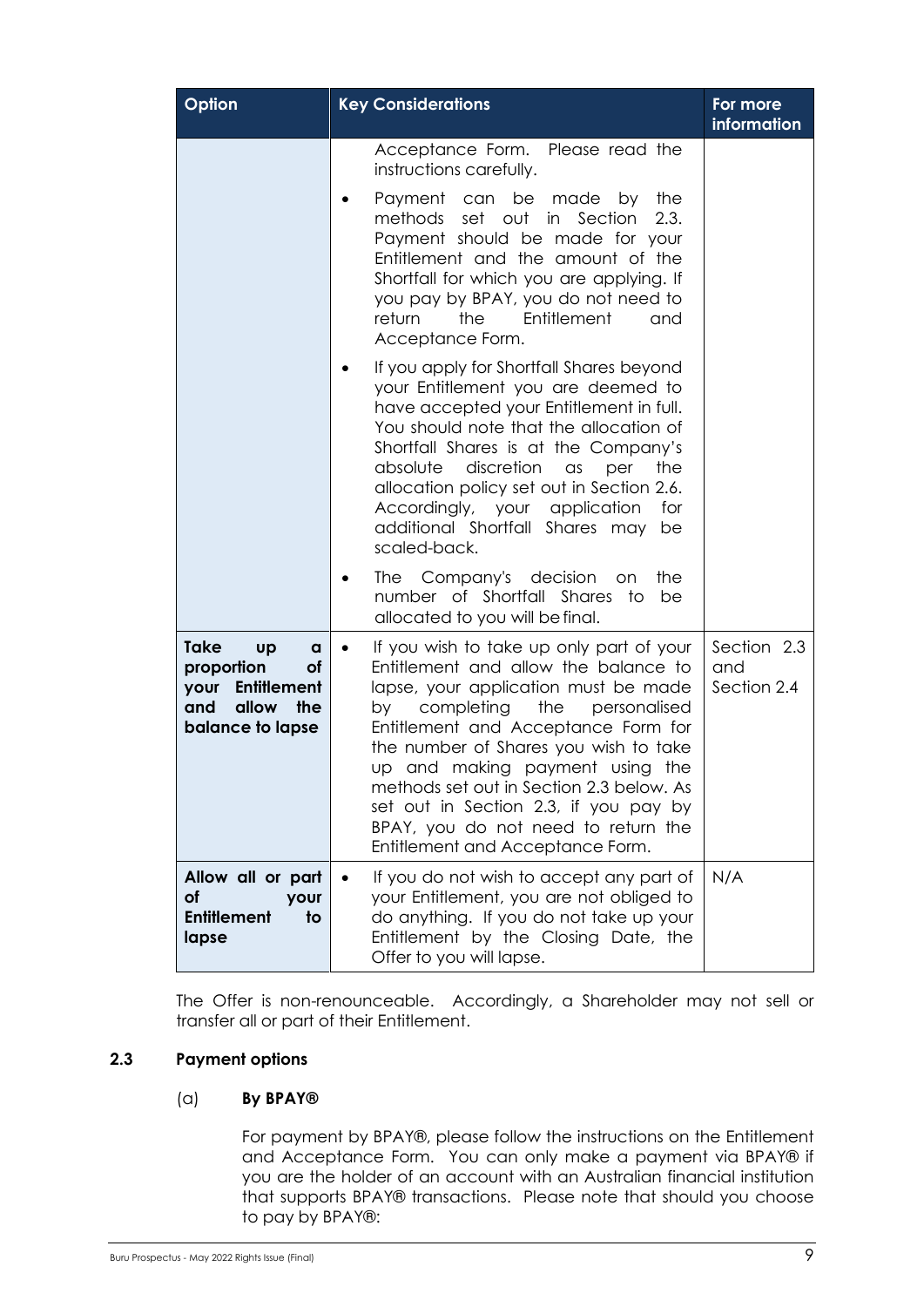| Option | Key Considerations | For more information |
|---|---|---|
| | Acceptance Form. Please read the instructions carefully.<br>• Payment can be made by the methods set out in Section 2.3. Payment should be made for your Entitlement and the amount of the Shortfall for which you are applying. If you pay by BPAY, you do not need to return the Entitlement and Acceptance Form.<br>• If you apply for Shortfall Shares beyond your Entitlement you are deemed to have accepted your Entitlement in full. You should note that the allocation of Shortfall Shares is at the Company's absolute discretion as per the allocation policy set out in Section 2.6. Accordingly, your application for additional Shortfall Shares may be scaled-back.<br>• The Company's decision on the number of Shortfall Shares to be allocated to you will be final. | |
| **Take up a proportion of your Entitlement and allow the balance to lapse** | • If you wish to take up only part of your Entitlement and allow the balance to lapse, your application must be made by completing the personalised Entitlement and Acceptance Form for the number of Shares you wish to take up and making payment using the methods set out in Section 2.3 below. As set out in Section 2.3, if you pay by BPAY, you do not need to return the Entitlement and Acceptance Form. | Section 2.3 and Section 2.4 |
| **Allow all or part of your Entitlement to lapse** | • If you do not wish to accept any part of your Entitlement, you are not obliged to do anything. If you do not take up your Entitlement by the Closing Date, the Offer to you will lapse. | N/A |

The Offer is non-renounceable. Accordingly, a Shareholder may not sell or transfer all or part of their Entitlement.

## 2.3 Payment options

### (a) By BPAY®

For payment by BPAY®, please follow the instructions on the Entitlement and Acceptance Form. You can only make a payment via BPAY® if you are the holder of an account with an Australian financial institution that supports BPAY® transactions. Please note that should you choose to pay by BPAY®: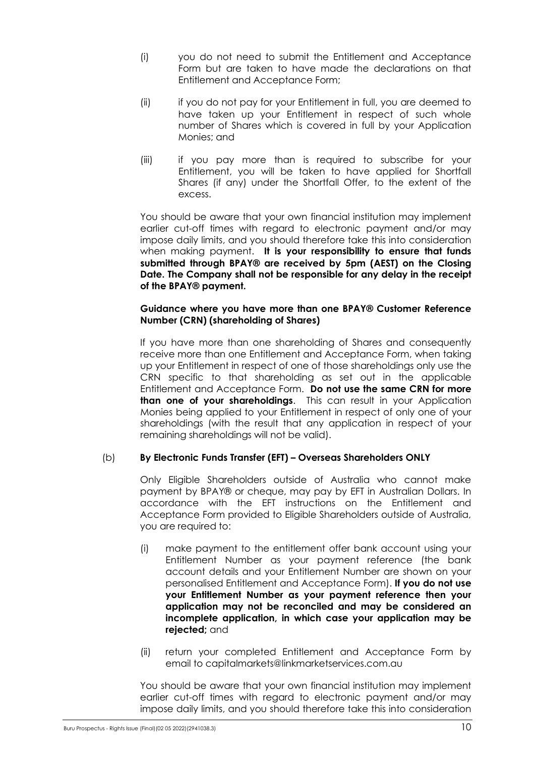(i) you do not need to submit the Entitlement and Acceptance Form but are taken to have made the declarations on that Entitlement and Acceptance Form;

(ii) if you do not pay for your Entitlement in full, you are deemed to have taken up your Entitlement in respect of such whole number of Shares which is covered in full by your Application Monies; and

(iii) if you pay more than is required to subscribe for your Entitlement, you will be taken to have applied for Shortfall Shares (if any) under the Shortfall Offer, to the extent of the excess.

You should be aware that your own financial institution may implement earlier cut-off times with regard to electronic payment and/or may impose daily limits, and you should therefore take this into consideration when making payment. **It is your responsibility to ensure that funds submitted through BPAY® are received by 5pm (AEST) on the Closing Date. The Company shall not be responsible for any delay in the receipt of the BPAY® payment.**

**Guidance where you have more than one BPAY® Customer Reference Number (CRN) (shareholding of Shares)**

If you have more than one shareholding of Shares and consequently receive more than one Entitlement and Acceptance Form, when taking up your Entitlement in respect of one of those shareholdings only use the CRN specific to that shareholding as set out in the applicable Entitlement and Acceptance Form. **Do not use the same CRN for more than one of your shareholdings**. This can result in your Application Monies being applied to your Entitlement in respect of only one of your shareholdings (with the result that any application in respect of your remaining shareholdings will not be valid).

(b) **By Electronic Funds Transfer (EFT) – Overseas Shareholders ONLY**

Only Eligible Shareholders outside of Australia who cannot make payment by BPAY® or cheque, may pay by EFT in Australian Dollars. In accordance with the EFT instructions on the Entitlement and Acceptance Form provided to Eligible Shareholders outside of Australia, you are required to:

(i) make payment to the entitlement offer bank account using your Entitlement Number as your payment reference (the bank account details and your Entitlement Number are shown on your personalised Entitlement and Acceptance Form). **If you do not use your Entitlement Number as your payment reference then your application may not be reconciled and may be considered an incomplete application, in which case your application may be rejected;** and

(ii) return your completed Entitlement and Acceptance Form by email to capitalmarkets@linkmarketservices.com.au

You should be aware that your own financial institution may implement earlier cut-off times with regard to electronic payment and/or may impose daily limits, and you should therefore take this into consideration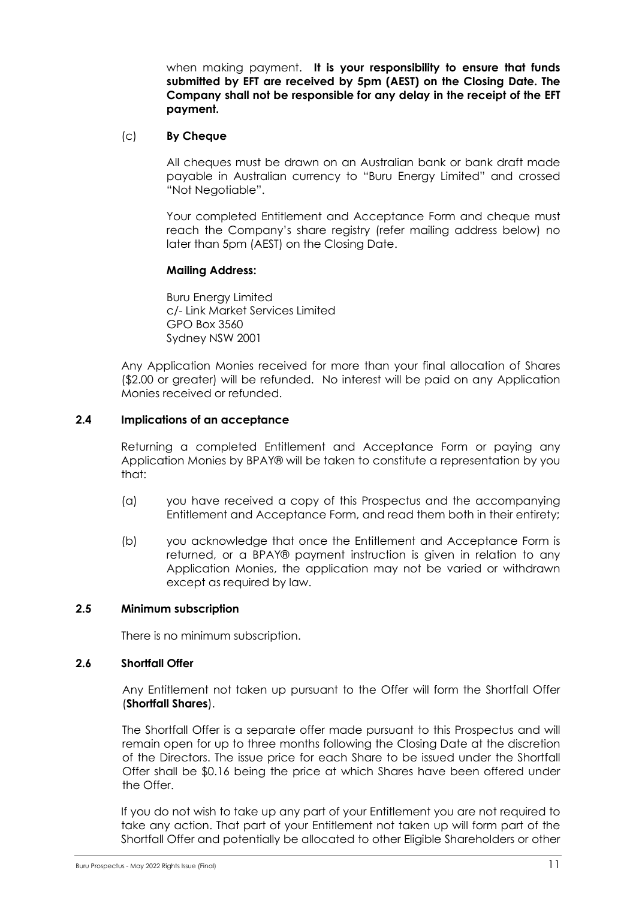when making payment. **It is your responsibility to ensure that funds submitted by EFT are received by 5pm (AEST) on the Closing Date. The Company shall not be responsible for any delay in the receipt of the EFT payment.**

(c) **By Cheque**

All cheques must be drawn on an Australian bank or bank draft made payable in Australian currency to "Buru Energy Limited" and crossed "Not Negotiable".

Your completed Entitlement and Acceptance Form and cheque must reach the Company's share registry (refer mailing address below) no later than 5pm (AEST) on the Closing Date.

**Mailing Address:**

Buru Energy Limited
c/- Link Market Services Limited
GPO Box 3560
Sydney NSW 2001

Any Application Monies received for more than your final allocation of Shares ($2.00 or greater) will be refunded. No interest will be paid on any Application Monies received or refunded.

### 2.4 Implications of an acceptance

Returning a completed Entitlement and Acceptance Form or paying any Application Monies by BPAY® will be taken to constitute a representation by you that:

(a) you have received a copy of this Prospectus and the accompanying Entitlement and Acceptance Form, and read them both in their entirety;

(b) you acknowledge that once the Entitlement and Acceptance Form is returned, or a BPAY® payment instruction is given in relation to any Application Monies, the application may not be varied or withdrawn except as required by law.

### 2.5 Minimum subscription

There is no minimum subscription.

### 2.6 Shortfall Offer

Any Entitlement not taken up pursuant to the Offer will form the Shortfall Offer (**Shortfall Shares**).

The Shortfall Offer is a separate offer made pursuant to this Prospectus and will remain open for up to three months following the Closing Date at the discretion of the Directors. The issue price for each Share to be issued under the Shortfall Offer shall be $0.16 being the price at which Shares have been offered under the Offer.

If you do not wish to take up any part of your Entitlement you are not required to take any action. That part of your Entitlement not taken up will form part of the Shortfall Offer and potentially be allocated to other Eligible Shareholders or other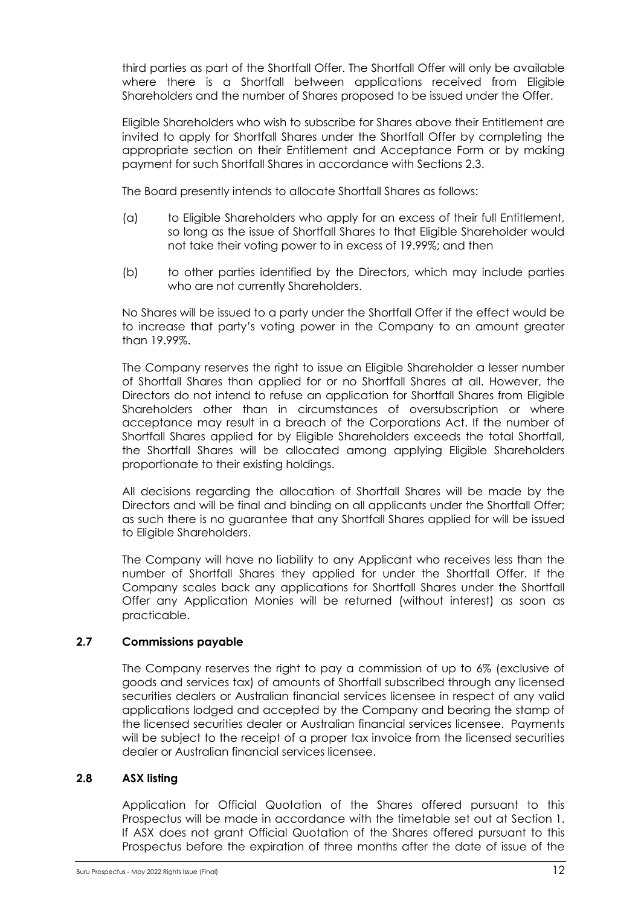third parties as part of the Shortfall Offer. The Shortfall Offer will only be available where there is a Shortfall between applications received from Eligible Shareholders and the number of Shares proposed to be issued under the Offer.

Eligible Shareholders who wish to subscribe for Shares above their Entitlement are invited to apply for Shortfall Shares under the Shortfall Offer by completing the appropriate section on their Entitlement and Acceptance Form or by making payment for such Shortfall Shares in accordance with Sections 2.3.

The Board presently intends to allocate Shortfall Shares as follows:

(a) to Eligible Shareholders who apply for an excess of their full Entitlement, so long as the issue of Shortfall Shares to that Eligible Shareholder would not take their voting power to in excess of 19.99%; and then

(b) to other parties identified by the Directors, which may include parties who are not currently Shareholders.

No Shares will be issued to a party under the Shortfall Offer if the effect would be to increase that party's voting power in the Company to an amount greater than 19.99%.

The Company reserves the right to issue an Eligible Shareholder a lesser number of Shortfall Shares than applied for or no Shortfall Shares at all. However, the Directors do not intend to refuse an application for Shortfall Shares from Eligible Shareholders other than in circumstances of oversubscription or where acceptance may result in a breach of the Corporations Act. If the number of Shortfall Shares applied for by Eligible Shareholders exceeds the total Shortfall, the Shortfall Shares will be allocated among applying Eligible Shareholders proportionate to their existing holdings.

All decisions regarding the allocation of Shortfall Shares will be made by the Directors and will be final and binding on all applicants under the Shortfall Offer; as such there is no guarantee that any Shortfall Shares applied for will be issued to Eligible Shareholders.

The Company will have no liability to any Applicant who receives less than the number of Shortfall Shares they applied for under the Shortfall Offer. If the Company scales back any applications for Shortfall Shares under the Shortfall Offer any Application Monies will be returned (without interest) as soon as practicable.

### 2.7 Commissions payable

The Company reserves the right to pay a commission of up to 6% (exclusive of goods and services tax) of amounts of Shortfall subscribed through any licensed securities dealers or Australian financial services licensee in respect of any valid applications lodged and accepted by the Company and bearing the stamp of the licensed securities dealer or Australian financial services licensee. Payments will be subject to the receipt of a proper tax invoice from the licensed securities dealer or Australian financial services licensee.

### 2.8 ASX listing

Application for Official Quotation of the Shares offered pursuant to this Prospectus will be made in accordance with the timetable set out at Section 1. If ASX does not grant Official Quotation of the Shares offered pursuant to this Prospectus before the expiration of three months after the date of issue of the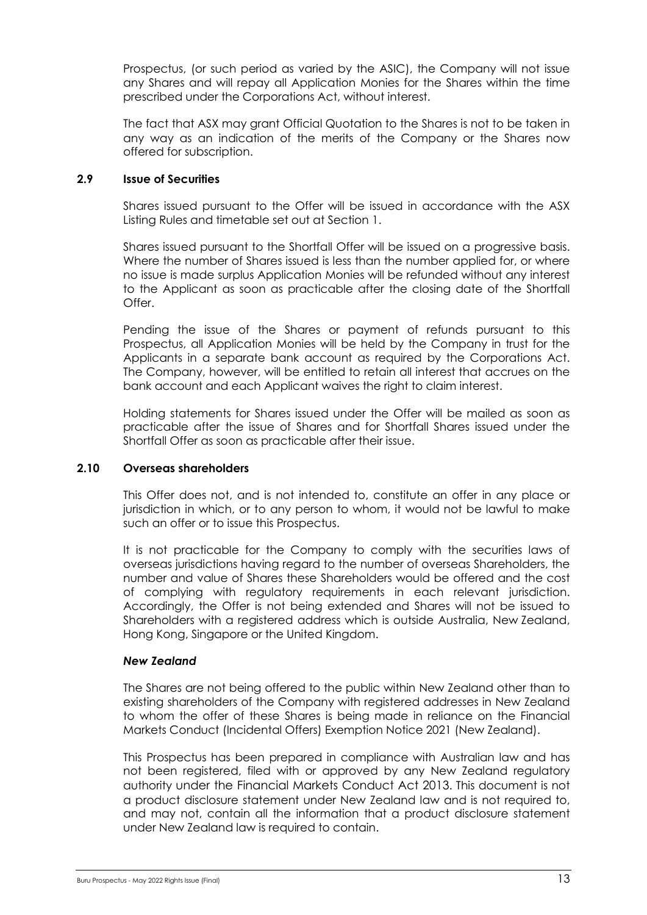Prospectus, (or such period as varied by the ASIC), the Company will not issue any Shares and will repay all Application Monies for the Shares within the time prescribed under the Corporations Act, without interest.

The fact that ASX may grant Official Quotation to the Shares is not to be taken in any way as an indication of the merits of the Company or the Shares now offered for subscription.

### 2.9 Issue of Securities

Shares issued pursuant to the Offer will be issued in accordance with the ASX Listing Rules and timetable set out at Section 1.

Shares issued pursuant to the Shortfall Offer will be issued on a progressive basis. Where the number of Shares issued is less than the number applied for, or where no issue is made surplus Application Monies will be refunded without any interest to the Applicant as soon as practicable after the closing date of the Shortfall Offer.

Pending the issue of the Shares or payment of refunds pursuant to this Prospectus, all Application Monies will be held by the Company in trust for the Applicants in a separate bank account as required by the Corporations Act. The Company, however, will be entitled to retain all interest that accrues on the bank account and each Applicant waives the right to claim interest.

Holding statements for Shares issued under the Offer will be mailed as soon as practicable after the issue of Shares and for Shortfall Shares issued under the Shortfall Offer as soon as practicable after their issue.

### 2.10 Overseas shareholders

This Offer does not, and is not intended to, constitute an offer in any place or jurisdiction in which, or to any person to whom, it would not be lawful to make such an offer or to issue this Prospectus.

It is not practicable for the Company to comply with the securities laws of overseas jurisdictions having regard to the number of overseas Shareholders, the number and value of Shares these Shareholders would be offered and the cost of complying with regulatory requirements in each relevant jurisdiction. Accordingly, the Offer is not being extended and Shares will not be issued to Shareholders with a registered address which is outside Australia, New Zealand, Hong Kong, Singapore or the United Kingdom.

***New Zealand***

The Shares are not being offered to the public within New Zealand other than to existing shareholders of the Company with registered addresses in New Zealand to whom the offer of these Shares is being made in reliance on the Financial Markets Conduct (Incidental Offers) Exemption Notice 2021 (New Zealand).

This Prospectus has been prepared in compliance with Australian law and has not been registered, filed with or approved by any New Zealand regulatory authority under the Financial Markets Conduct Act 2013. This document is not a product disclosure statement under New Zealand law and is not required to, and may not, contain all the information that a product disclosure statement under New Zealand law is required to contain.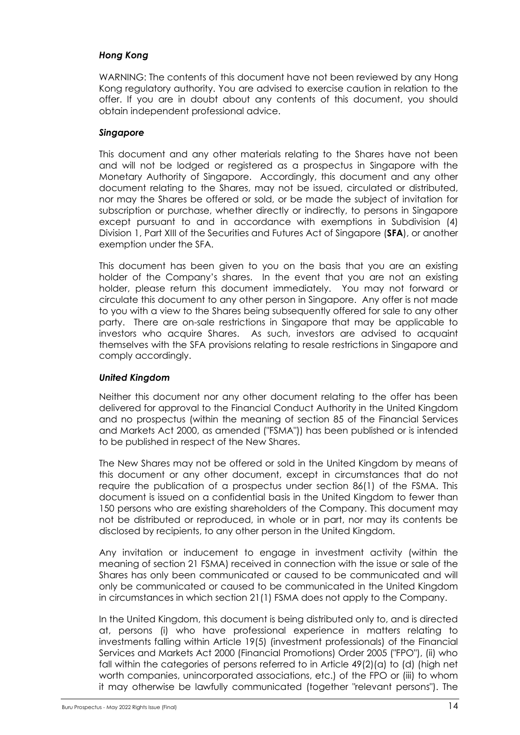### *Hong Kong*

WARNING: The contents of this document have not been reviewed by any Hong Kong regulatory authority. You are advised to exercise caution in relation to the offer. If you are in doubt about any contents of this document, you should obtain independent professional advice.

### *Singapore*

This document and any other materials relating to the Shares have not been and will not be lodged or registered as a prospectus in Singapore with the Monetary Authority of Singapore. Accordingly, this document and any other document relating to the Shares, may not be issued, circulated or distributed, nor may the Shares be offered or sold, or be made the subject of invitation for subscription or purchase, whether directly or indirectly, to persons in Singapore except pursuant to and in accordance with exemptions in Subdivision (4) Division 1, Part XIII of the Securities and Futures Act of Singapore (**SFA**), or another exemption under the SFA.

This document has been given to you on the basis that you are an existing holder of the Company's shares. In the event that you are not an existing holder, please return this document immediately. You may not forward or circulate this document to any other person in Singapore. Any offer is not made to you with a view to the Shares being subsequently offered for sale to any other party. There are on-sale restrictions in Singapore that may be applicable to investors who acquire Shares. As such, investors are advised to acquaint themselves with the SFA provisions relating to resale restrictions in Singapore and comply accordingly.

### *United Kingdom*

Neither this document nor any other document relating to the offer has been delivered for approval to the Financial Conduct Authority in the United Kingdom and no prospectus (within the meaning of section 85 of the Financial Services and Markets Act 2000, as amended ("FSMA")) has been published or is intended to be published in respect of the New Shares.

The New Shares may not be offered or sold in the United Kingdom by means of this document or any other document, except in circumstances that do not require the publication of a prospectus under section 86(1) of the FSMA. This document is issued on a confidential basis in the United Kingdom to fewer than 150 persons who are existing shareholders of the Company. This document may not be distributed or reproduced, in whole or in part, nor may its contents be disclosed by recipients, to any other person in the United Kingdom.

Any invitation or inducement to engage in investment activity (within the meaning of section 21 FSMA) received in connection with the issue or sale of the Shares has only been communicated or caused to be communicated and will only be communicated or caused to be communicated in the United Kingdom in circumstances in which section 21(1) FSMA does not apply to the Company.

In the United Kingdom, this document is being distributed only to, and is directed at, persons (i) who have professional experience in matters relating to investments falling within Article 19(5) (investment professionals) of the Financial Services and Markets Act 2000 (Financial Promotions) Order 2005 ("FPO"), (ii) who fall within the categories of persons referred to in Article 49(2)(a) to (d) (high net worth companies, unincorporated associations, etc.) of the FPO or (iii) to whom it may otherwise be lawfully communicated (together "relevant persons"). The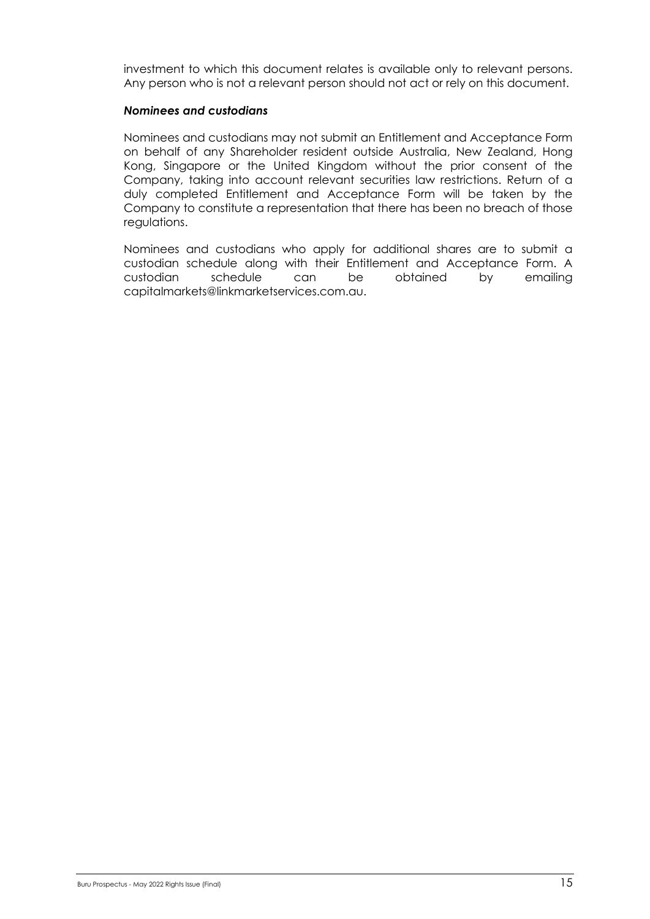investment to which this document relates is available only to relevant persons. Any person who is not a relevant person should not act or rely on this document.

***Nominees and custodians***

Nominees and custodians may not submit an Entitlement and Acceptance Form on behalf of any Shareholder resident outside Australia, New Zealand, Hong Kong, Singapore or the United Kingdom without the prior consent of the Company, taking into account relevant securities law restrictions. Return of a duly completed Entitlement and Acceptance Form will be taken by the Company to constitute a representation that there has been no breach of those regulations.

Nominees and custodians who apply for additional shares are to submit a custodian schedule along with their Entitlement and Acceptance Form. A custodian schedule can be obtained by emailing capitalmarkets@linkmarketservices.com.au.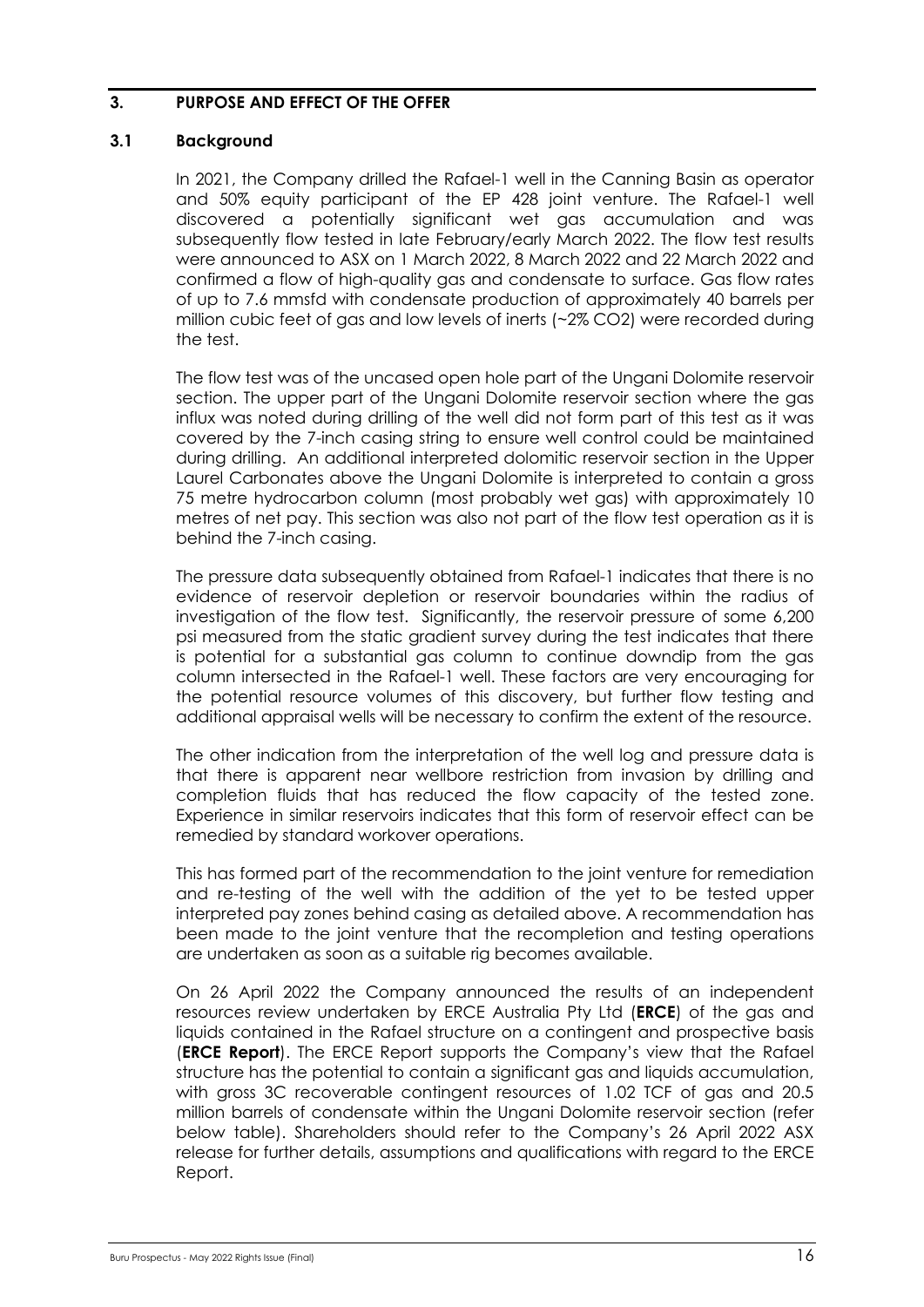## 3. PURPOSE AND EFFECT OF THE OFFER

### 3.1 Background

In 2021, the Company drilled the Rafael-1 well in the Canning Basin as operator and 50% equity participant of the EP 428 joint venture. The Rafael-1 well discovered a potentially significant wet gas accumulation and was subsequently flow tested in late February/early March 2022. The flow test results were announced to ASX on 1 March 2022, 8 March 2022 and 22 March 2022 and confirmed a flow of high-quality gas and condensate to surface. Gas flow rates of up to 7.6 mmsfd with condensate production of approximately 40 barrels per million cubic feet of gas and low levels of inerts (~2% $CO_2$) were recorded during the test.

The flow test was of the uncased open hole part of the Ungani Dolomite reservoir section. The upper part of the Ungani Dolomite reservoir section where the gas influx was noted during drilling of the well did not form part of this test as it was covered by the 7-inch casing string to ensure well control could be maintained during drilling. An additional interpreted dolomitic reservoir section in the Upper Laurel Carbonates above the Ungani Dolomite is interpreted to contain a gross 75 metre hydrocarbon column (most probably wet gas) with approximately 10 metres of net pay. This section was also not part of the flow test operation as it is behind the 7-inch casing.

The pressure data subsequently obtained from Rafael-1 indicates that there is no evidence of reservoir depletion or reservoir boundaries within the radius of investigation of the flow test. Significantly, the reservoir pressure of some 6,200 psi measured from the static gradient survey during the test indicates that there is potential for a substantial gas column to continue downdip from the gas column intersected in the Rafael-1 well. These factors are very encouraging for the potential resource volumes of this discovery, but further flow testing and additional appraisal wells will be necessary to confirm the extent of the resource.

The other indication from the interpretation of the well log and pressure data is that there is apparent near wellbore restriction from invasion by drilling and completion fluids that has reduced the flow capacity of the tested zone. Experience in similar reservoirs indicates that this form of reservoir effect can be remedied by standard workover operations.

This has formed part of the recommendation to the joint venture for remediation and re-testing of the well with the addition of the yet to be tested upper interpreted pay zones behind casing as detailed above. A recommendation has been made to the joint venture that the recompletion and testing operations are undertaken as soon as a suitable rig becomes available.

On 26 April 2022 the Company announced the results of an independent resources review undertaken by ERCE Australia Pty Ltd (**ERCE**) of the gas and liquids contained in the Rafael structure on a contingent and prospective basis (**ERCE Report**). The ERCE Report supports the Company's view that the Rafael structure has the potential to contain a significant gas and liquids accumulation, with gross 3C recoverable contingent resources of 1.02 TCF of gas and 20.5 million barrels of condensate within the Ungani Dolomite reservoir section (refer below table). Shareholders should refer to the Company's 26 April 2022 ASX release for further details, assumptions and qualifications with regard to the ERCE Report.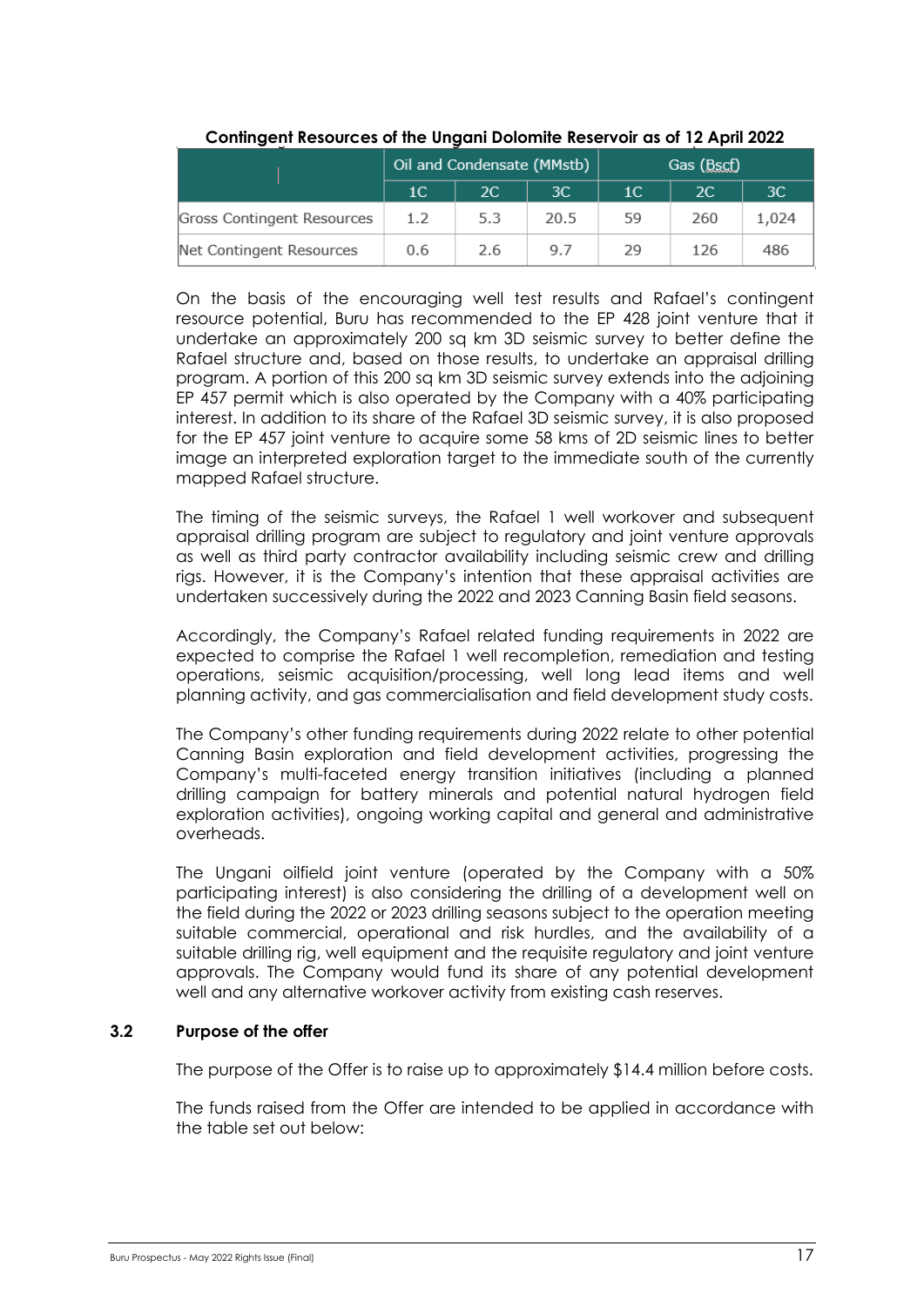**Contingent Resources of the Ungani Dolomite Reservoir as of 12 April 2022**

| | Oil and Condensate (MMstb) | | | Gas (Bscf) | | |
|---|---|---|---|---|---|---|
| | 1C | 2C | 3C | 1C | 2C | 3C |
| Gross Contingent Resources | 1.2 | 5.3 | 20.5 | 59 | 260 | 1,024 |
| Net Contingent Resources | 0.6 | 2.6 | 9.7 | 29 | 126 | 486 |

On the basis of the encouraging well test results and Rafael's contingent resource potential, Buru has recommended to the EP 428 joint venture that it undertake an approximately 200 sq km 3D seismic survey to better define the Rafael structure and, based on those results, to undertake an appraisal drilling program. A portion of this 200 sq km 3D seismic survey extends into the adjoining EP 457 permit which is also operated by the Company with a 40% participating interest. In addition to its share of the Rafael 3D seismic survey, it is also proposed for the EP 457 joint venture to acquire some 58 kms of 2D seismic lines to better image an interpreted exploration target to the immediate south of the currently mapped Rafael structure.

The timing of the seismic surveys, the Rafael 1 well workover and subsequent appraisal drilling program are subject to regulatory and joint venture approvals as well as third party contractor availability including seismic crew and drilling rigs. However, it is the Company's intention that these appraisal activities are undertaken successively during the 2022 and 2023 Canning Basin field seasons.

Accordingly, the Company's Rafael related funding requirements in 2022 are expected to comprise the Rafael 1 well recompletion, remediation and testing operations, seismic acquisition/processing, well long lead items and well planning activity, and gas commercialisation and field development study costs.

The Company's other funding requirements during 2022 relate to other potential Canning Basin exploration and field development activities, progressing the Company's multi-faceted energy transition initiatives (including a planned drilling campaign for battery minerals and potential natural hydrogen field exploration activities), ongoing working capital and general and administrative overheads.

The Ungani oilfield joint venture (operated by the Company with a 50% participating interest) is also considering the drilling of a development well on the field during the 2022 or 2023 drilling seasons subject to the operation meeting suitable commercial, operational and risk hurdles, and the availability of a suitable drilling rig, well equipment and the requisite regulatory and joint venture approvals. The Company would fund its share of any potential development well and any alternative workover activity from existing cash reserves.

## 3.2 Purpose of the offer

The purpose of the Offer is to raise up to approximately $14.4 million before costs.

The funds raised from the Offer are intended to be applied in accordance with the table set out below: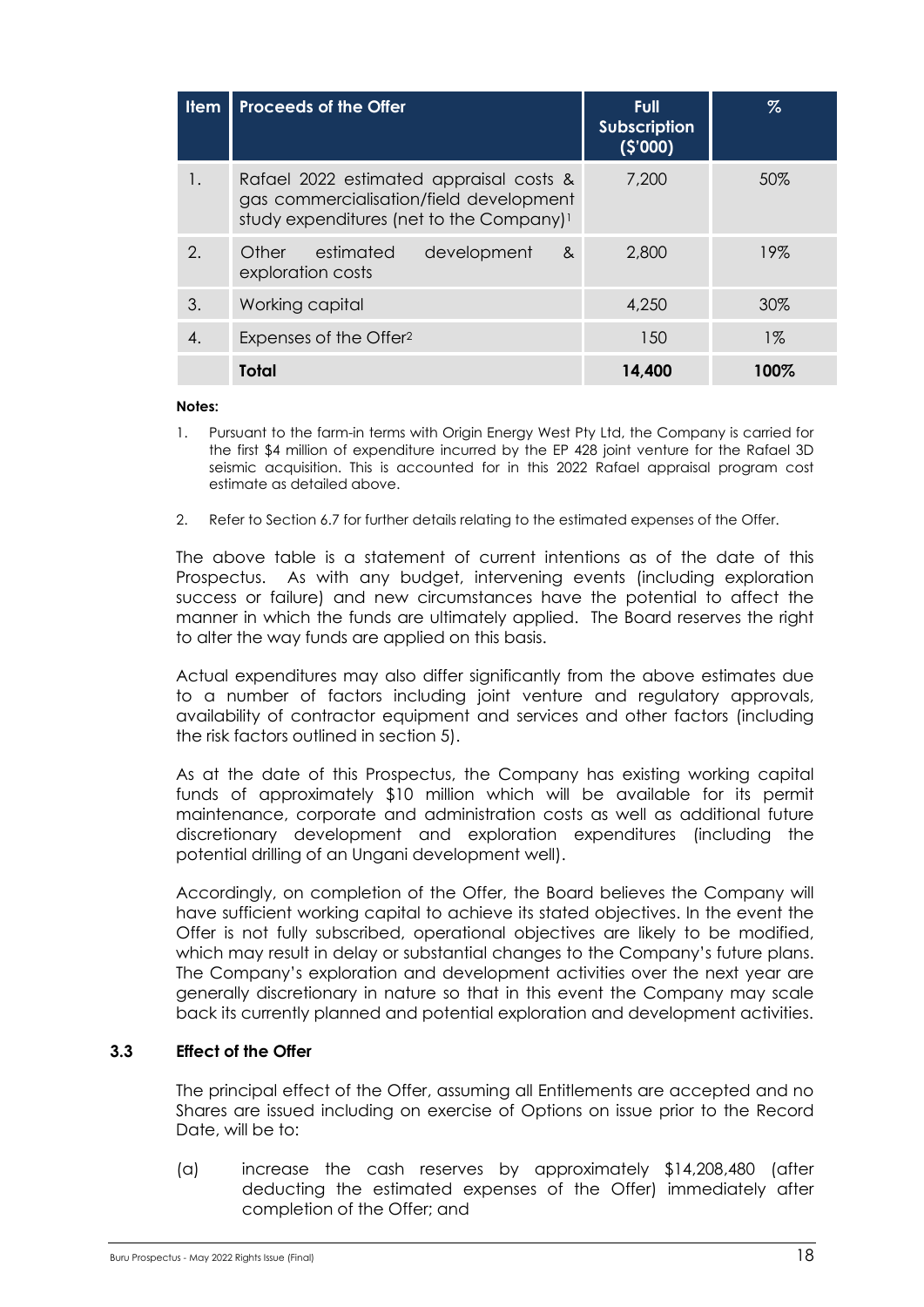| Item | Proceeds of the Offer | Full Subscription ($'000) | % |
| --- | --- | --- | --- |
| 1. | Rafael 2022 estimated appraisal costs & gas commercialisation/field development study expenditures (net to the Company)[1] | 7,200 | 50% |
| 2. | Other estimated development & exploration costs | 2,800 | 19% |
| 3. | Working capital | 4,250 | 30% |
| 4. | Expenses of the Offer[2] | 150 | 1% |
| | **Total** | **14,400** | **100%** |

**Notes:**

1. Pursuant to the farm-in terms with Origin Energy West Pty Ltd, the Company is carried for the first $4 million of expenditure incurred by the EP 428 joint venture for the Rafael 3D seismic acquisition. This is accounted for in this 2022 Rafael appraisal program cost estimate as detailed above.

2. Refer to Section 6.7 for further details relating to the estimated expenses of the Offer.

The above table is a statement of current intentions as of the date of this Prospectus. As with any budget, intervening events (including exploration success or failure) and new circumstances have the potential to affect the manner in which the funds are ultimately applied. The Board reserves the right to alter the way funds are applied on this basis.

Actual expenditures may also differ significantly from the above estimates due to a number of factors including joint venture and regulatory approvals, availability of contractor equipment and services and other factors (including the risk factors outlined in section 5).

As at the date of this Prospectus, the Company has existing working capital funds of approximately $10 million which will be available for its permit maintenance, corporate and administration costs as well as additional future discretionary development and exploration expenditures (including the potential drilling of an Ungani development well).

Accordingly, on completion of the Offer, the Board believes the Company will have sufficient working capital to achieve its stated objectives. In the event the Offer is not fully subscribed, operational objectives are likely to be modified, which may result in delay or substantial changes to the Company's future plans. The Company's exploration and development activities over the next year are generally discretionary in nature so that in this event the Company may scale back its currently planned and potential exploration and development activities.

### 3.3 Effect of the Offer

The principal effect of the Offer, assuming all Entitlements are accepted and no Shares are issued including on exercise of Options on issue prior to the Record Date, will be to:

(a) increase the cash reserves by approximately $14,208,480 (after deducting the estimated expenses of the Offer) immediately after completion of the Offer; and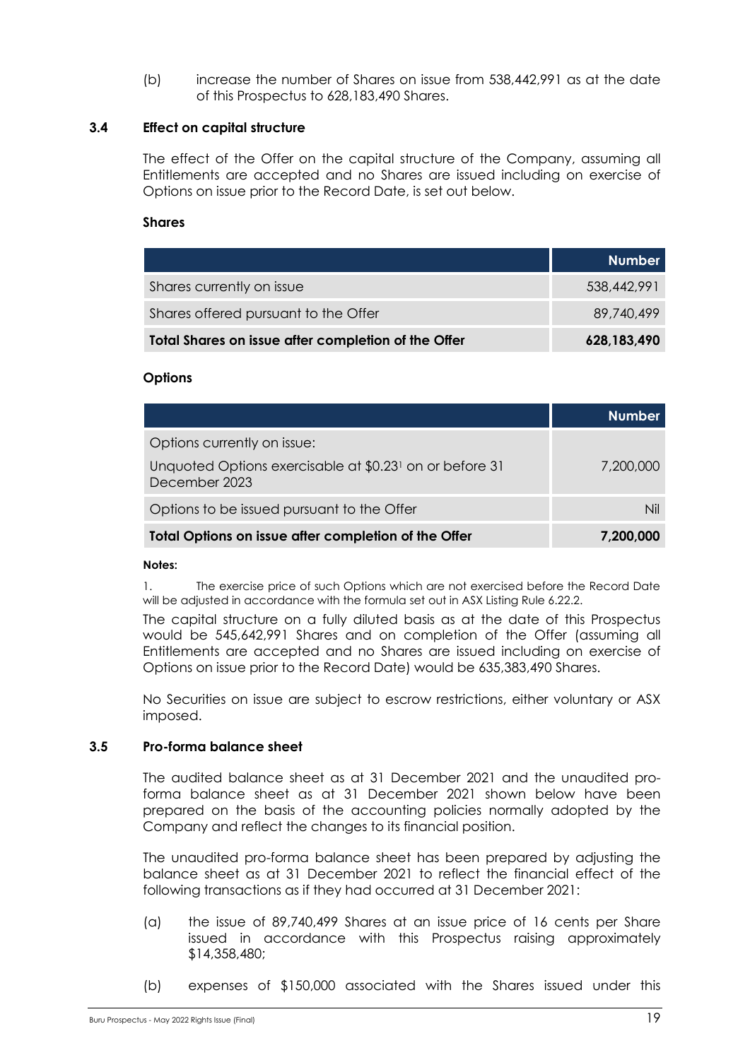(b) increase the number of Shares on issue from 538,442,991 as at the date of this Prospectus to 628,183,490 Shares.

### 3.4 Effect on capital structure

The effect of the Offer on the capital structure of the Company, assuming all Entitlements are accepted and no Shares are issued including on exercise of Options on issue prior to the Record Date, is set out below.

**Shares**

| | Number |
|---|---|
| Shares currently on issue | 538,442,991 |
| Shares offered pursuant to the Offer | 89,740,499 |
| **Total Shares on issue after completion of the Offer** | **628,183,490** |

**Options**

| | Number |
|---|---|
| Options currently on issue:<br>Unquoted Options exercisable at $0.23[1] on or before 31 December 2023 | 7,200,000 |
| Options to be issued pursuant to the Offer | Nil |
| **Total Options on issue after completion of the Offer** | **7,200,000** |

**Notes:**

1. The exercise price of such Options which are not exercised before the Record Date will be adjusted in accordance with the formula set out in ASX Listing Rule 6.22.2.

The capital structure on a fully diluted basis as at the date of this Prospectus would be 545,642,991 Shares and on completion of the Offer (assuming all Entitlements are accepted and no Shares are issued including on exercise of Options on issue prior to the Record Date) would be 635,383,490 Shares.

No Securities on issue are subject to escrow restrictions, either voluntary or ASX imposed.

### 3.5 Pro-forma balance sheet

The audited balance sheet as at 31 December 2021 and the unaudited pro-forma balance sheet as at 31 December 2021 shown below have been prepared on the basis of the accounting policies normally adopted by the Company and reflect the changes to its financial position.

The unaudited pro-forma balance sheet has been prepared by adjusting the balance sheet as at 31 December 2021 to reflect the financial effect of the following transactions as if they had occurred at 31 December 2021:

(a) the issue of 89,740,499 Shares at an issue price of 16 cents per Share issued in accordance with this Prospectus raising approximately $14,358,480;

(b) expenses of $150,000 associated with the Shares issued under this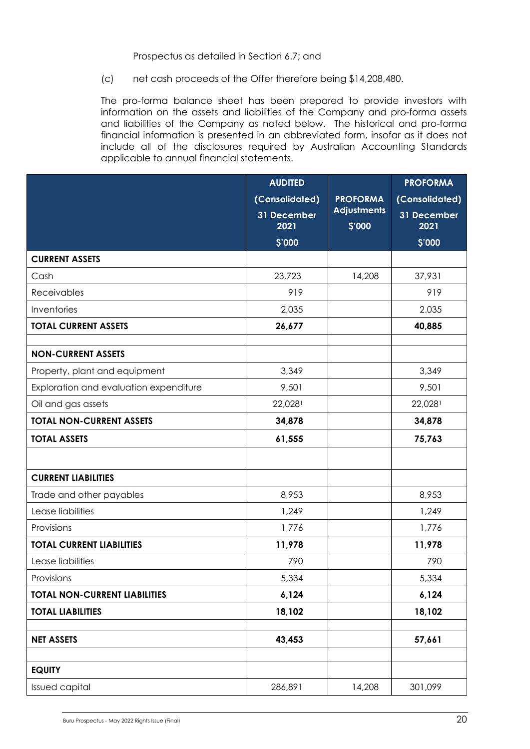Prospectus as detailed in Section 6.7; and

(c) net cash proceeds of the Offer therefore being $14,208,480.

The pro-forma balance sheet has been prepared to provide investors with information on the assets and liabilities of the Company and pro-forma assets and liabilities of the Company as noted below. The historical and pro-forma financial information is presented in an abbreviated form, insofar as it does not include all of the disclosures required by Australian Accounting Standards applicable to annual financial statements.

| | AUDITED (Consolidated) 31 December 2021 $'000 | PROFORMA Adjustments $'000 | PROFORMA (Consolidated) 31 December 2021 $'000 |
|---|---|---|---|
| **CURRENT ASSETS** | | | |
| Cash | 23,723 | 14,208 | 37,931 |
| Receivables | 919 | | 919 |
| Inventories | 2,035 | | 2,035 |
| **TOTAL CURRENT ASSETS** | **26,677** | | **40,885** |
| | | | |
| **NON-CURRENT ASSETS** | | | |
| Property, plant and equipment | 3,349 | | 3,349 |
| Exploration and evaluation expenditure | 9,501 | | 9,501 |
| Oil and gas assets | 22,028[1] | | 22,028[1] |
| **TOTAL NON-CURRENT ASSETS** | **34,878** | | **34,878** |
| **TOTAL ASSETS** | **61,555** | | **75,763** |
| | | | |
| **CURRENT LIABILITIES** | | | |
| Trade and other payables | 8,953 | | 8,953 |
| Lease liabilities | 1,249 | | 1,249 |
| Provisions | 1,776 | | 1,776 |
| **TOTAL CURRENT LIABILITIES** | **11,978** | | **11,978** |
| Lease liabilities | 790 | | 790 |
| Provisions | 5,334 | | 5,334 |
| **TOTAL NON-CURRENT LIABILITIES** | **6,124** | | **6,124** |
| **TOTAL LIABILITIES** | **18,102** | | **18,102** |
| | | | |
| **NET ASSETS** | **43,453** | | **57,661** |
| | | | |
| **EQUITY** | | | |
| Issued capital | 286,891 | 14,208 | 301,099 |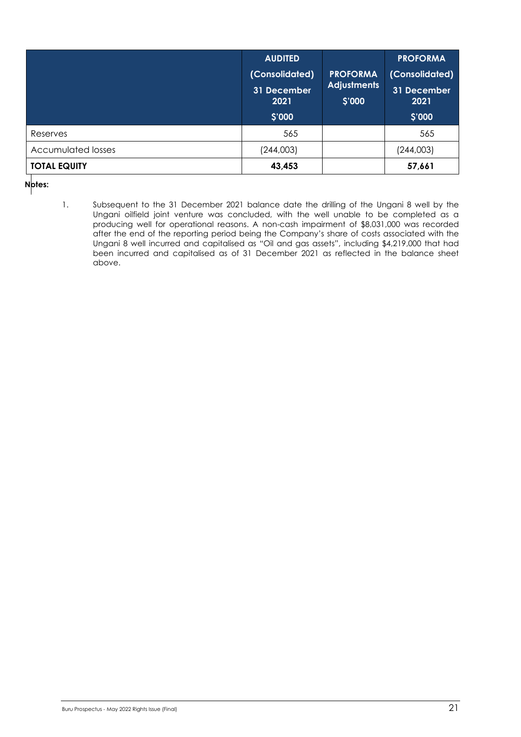| | AUDITED (Consolidated) 31 December 2021 $'000 | PROFORMA Adjustments $'000 | PROFORMA (Consolidated) 31 December 2021 $'000 |
|---|---|---|---|
| Reserves | 565 | | 565 |
| Accumulated losses | (244,003) | | (244,003) |
| **TOTAL EQUITY** | **43,453** | | **57,661** |

**Notes:**

1. Subsequent to the 31 December 2021 balance date the drilling of the Ungani 8 well by the Ungani oilfield joint venture was concluded, with the well unable to be completed as a producing well for operational reasons. A non-cash impairment of $8,031,000 was recorded after the end of the reporting period being the Company's share of costs associated with the Ungani 8 well incurred and capitalised as "Oil and gas assets", including $4,219,000 that had been incurred and capitalised as of 31 December 2021 as reflected in the balance sheet above.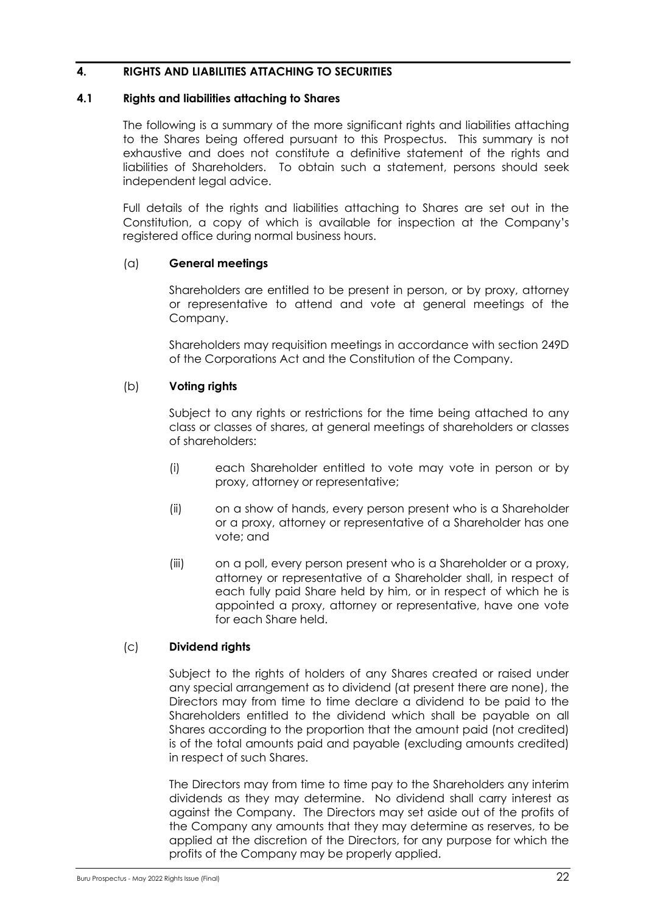## 4. RIGHTS AND LIABILITIES ATTACHING TO SECURITIES

### 4.1 Rights and liabilities attaching to Shares

The following is a summary of the more significant rights and liabilities attaching to the Shares being offered pursuant to this Prospectus. This summary is not exhaustive and does not constitute a definitive statement of the rights and liabilities of Shareholders. To obtain such a statement, persons should seek independent legal advice.

Full details of the rights and liabilities attaching to Shares are set out in the Constitution, a copy of which is available for inspection at the Company's registered office during normal business hours.

(a) **General meetings**

Shareholders are entitled to be present in person, or by proxy, attorney or representative to attend and vote at general meetings of the Company.

Shareholders may requisition meetings in accordance with section 249D of the Corporations Act and the Constitution of the Company.

(b) **Voting rights**

Subject to any rights or restrictions for the time being attached to any class or classes of shares, at general meetings of shareholders or classes of shareholders:

(i) each Shareholder entitled to vote may vote in person or by proxy, attorney or representative;

(ii) on a show of hands, every person present who is a Shareholder or a proxy, attorney or representative of a Shareholder has one vote; and

(iii) on a poll, every person present who is a Shareholder or a proxy, attorney or representative of a Shareholder shall, in respect of each fully paid Share held by him, or in respect of which he is appointed a proxy, attorney or representative, have one vote for each Share held.

(c) **Dividend rights**

Subject to the rights of holders of any Shares created or raised under any special arrangement as to dividend (at present there are none), the Directors may from time to time declare a dividend to be paid to the Shareholders entitled to the dividend which shall be payable on all Shares according to the proportion that the amount paid (not credited) is of the total amounts paid and payable (excluding amounts credited) in respect of such Shares.

The Directors may from time to time pay to the Shareholders any interim dividends as they may determine. No dividend shall carry interest as against the Company. The Directors may set aside out of the profits of the Company any amounts that they may determine as reserves, to be applied at the discretion of the Directors, for any purpose for which the profits of the Company may be properly applied.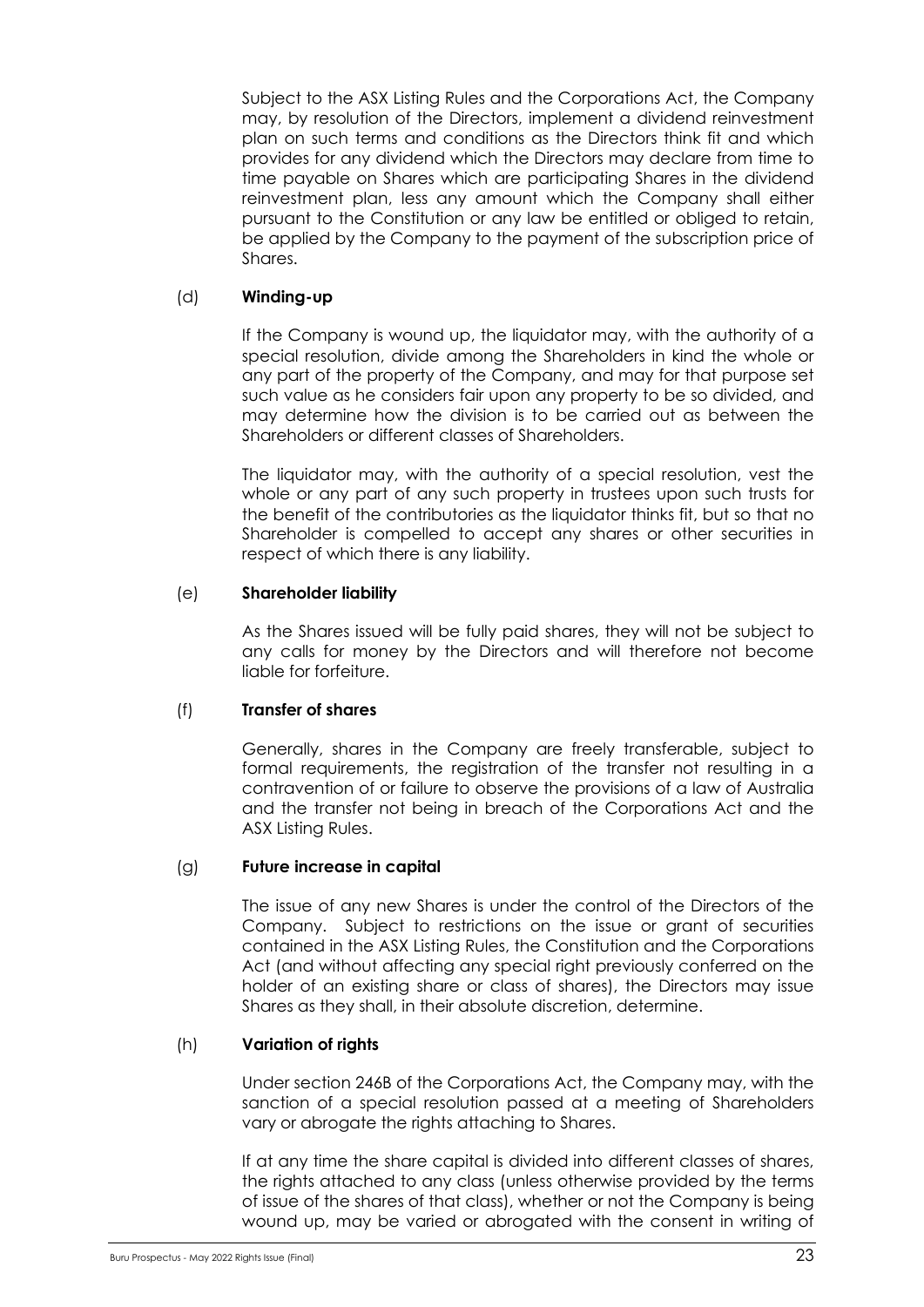Subject to the ASX Listing Rules and the Corporations Act, the Company may, by resolution of the Directors, implement a dividend reinvestment plan on such terms and conditions as the Directors think fit and which provides for any dividend which the Directors may declare from time to time payable on Shares which are participating Shares in the dividend reinvestment plan, less any amount which the Company shall either pursuant to the Constitution or any law be entitled or obliged to retain, be applied by the Company to the payment of the subscription price of Shares.

(d) **Winding-up**

If the Company is wound up, the liquidator may, with the authority of a special resolution, divide among the Shareholders in kind the whole or any part of the property of the Company, and may for that purpose set such value as he considers fair upon any property to be so divided, and may determine how the division is to be carried out as between the Shareholders or different classes of Shareholders.

The liquidator may, with the authority of a special resolution, vest the whole or any part of any such property in trustees upon such trusts for the benefit of the contributories as the liquidator thinks fit, but so that no Shareholder is compelled to accept any shares or other securities in respect of which there is any liability.

(e) **Shareholder liability**

As the Shares issued will be fully paid shares, they will not be subject to any calls for money by the Directors and will therefore not become liable for forfeiture.

(f) **Transfer of shares**

Generally, shares in the Company are freely transferable, subject to formal requirements, the registration of the transfer not resulting in a contravention of or failure to observe the provisions of a law of Australia and the transfer not being in breach of the Corporations Act and the ASX Listing Rules.

(g) **Future increase in capital**

The issue of any new Shares is under the control of the Directors of the Company. Subject to restrictions on the issue or grant of securities contained in the ASX Listing Rules, the Constitution and the Corporations Act (and without affecting any special right previously conferred on the holder of an existing share or class of shares), the Directors may issue Shares as they shall, in their absolute discretion, determine.

(h) **Variation of rights**

Under section 246B of the Corporations Act, the Company may, with the sanction of a special resolution passed at a meeting of Shareholders vary or abrogate the rights attaching to Shares.

If at any time the share capital is divided into different classes of shares, the rights attached to any class (unless otherwise provided by the terms of issue of the shares of that class), whether or not the Company is being wound up, may be varied or abrogated with the consent in writing of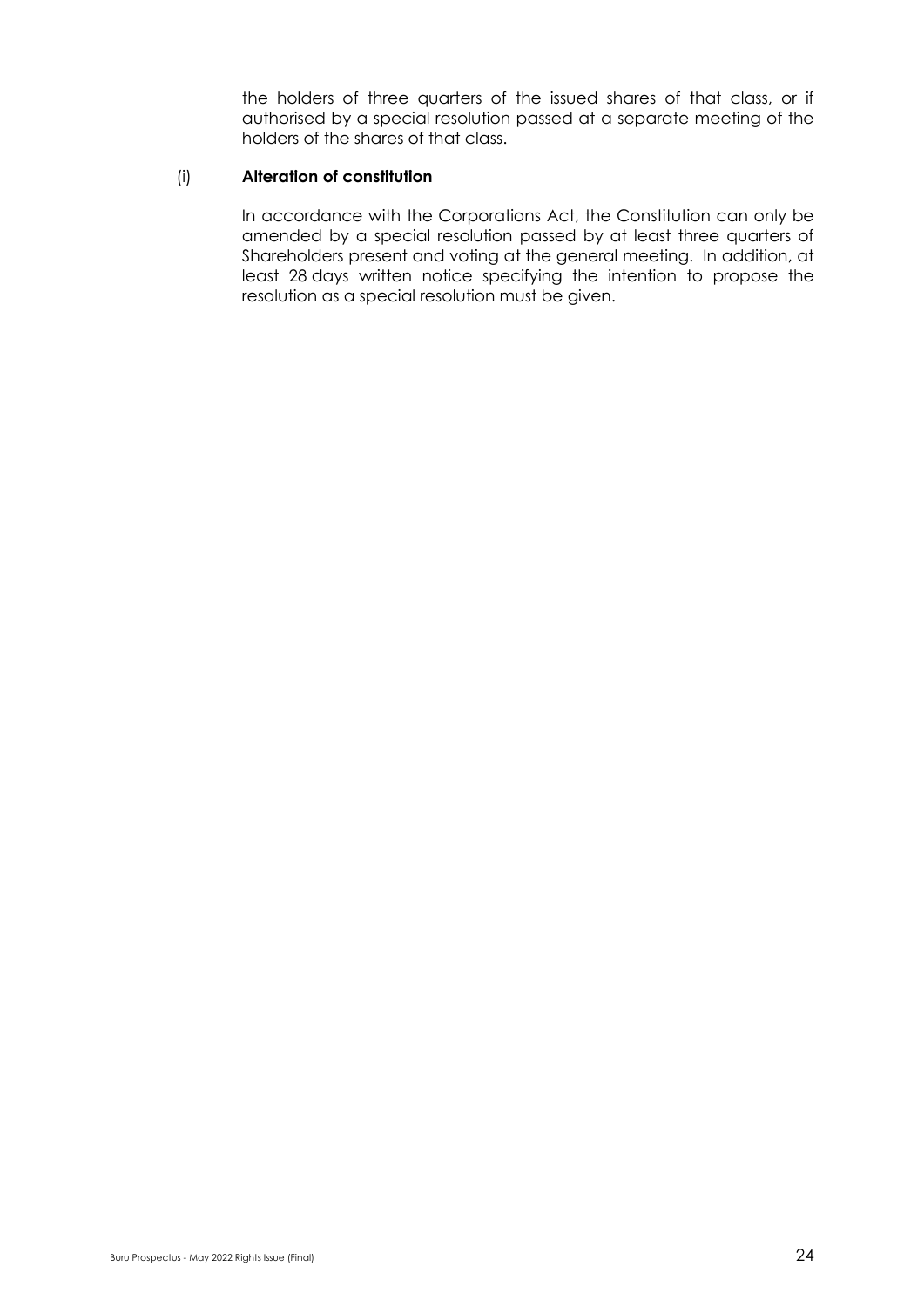the holders of three quarters of the issued shares of that class, or if authorised by a special resolution passed at a separate meeting of the holders of the shares of that class.

(i) **Alteration of constitution**

In accordance with the Corporations Act, the Constitution can only be amended by a special resolution passed by at least three quarters of Shareholders present and voting at the general meeting. In addition, at least 28 days written notice specifying the intention to propose the resolution as a special resolution must be given.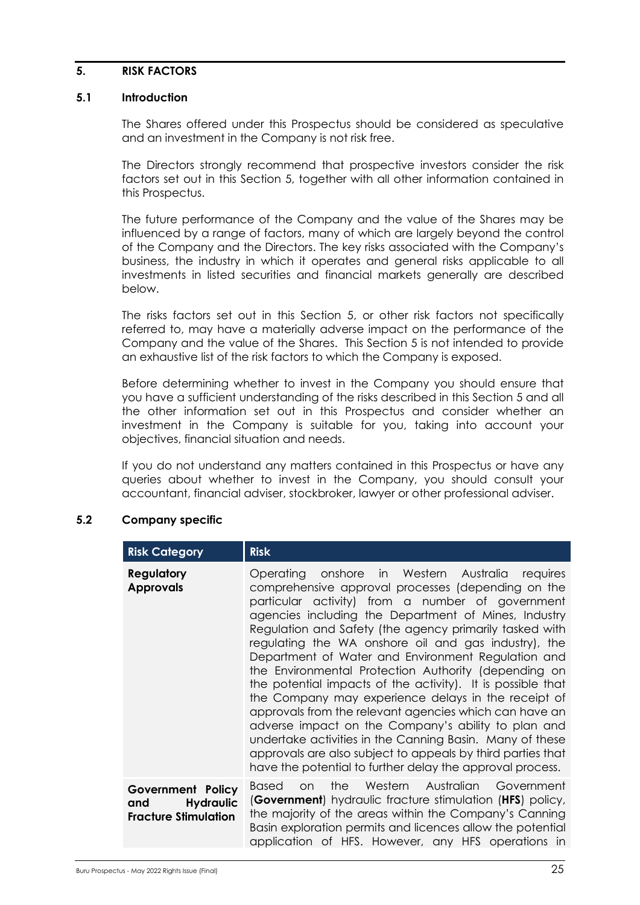## 5. RISK FACTORS

### 5.1 Introduction

The Shares offered under this Prospectus should be considered as speculative and an investment in the Company is not risk free.

The Directors strongly recommend that prospective investors consider the risk factors set out in this Section 5, together with all other information contained in this Prospectus.

The future performance of the Company and the value of the Shares may be influenced by a range of factors, many of which are largely beyond the control of the Company and the Directors. The key risks associated with the Company's business, the industry in which it operates and general risks applicable to all investments in listed securities and financial markets generally are described below.

The risks factors set out in this Section 5, or other risk factors not specifically referred to, may have a materially adverse impact on the performance of the Company and the value of the Shares. This Section 5 is not intended to provide an exhaustive list of the risk factors to which the Company is exposed.

Before determining whether to invest in the Company you should ensure that you have a sufficient understanding of the risks described in this Section 5 and all the other information set out in this Prospectus and consider whether an investment in the Company is suitable for you, taking into account your objectives, financial situation and needs.

If you do not understand any matters contained in this Prospectus or have any queries about whether to invest in the Company, you should consult your accountant, financial adviser, stockbroker, lawyer or other professional adviser.

### 5.2 Company specific

| Risk Category | Risk |
|---|---|
| **Regulatory Approvals** | Operating onshore in Western Australia requires comprehensive approval processes (depending on the particular activity) from a number of government agencies including the Department of Mines, Industry Regulation and Safety (the agency primarily tasked with regulating the WA onshore oil and gas industry), the Department of Water and Environment Regulation and the Environmental Protection Authority (depending on the potential impacts of the activity). It is possible that the Company may experience delays in the receipt of approvals from the relevant agencies which can have an adverse impact on the Company's ability to plan and undertake activities in the Canning Basin. Many of these approvals are also subject to appeals by third parties that have the potential to further delay the approval process. |
| **Government Policy and Hydraulic Fracture Stimulation** | Based on the Western Australian Government (**Government**) hydraulic fracture stimulation (**HFS**) policy, the majority of the areas within the Company's Canning Basin exploration permits and licences allow the potential application of HFS. However, any HFS operations in |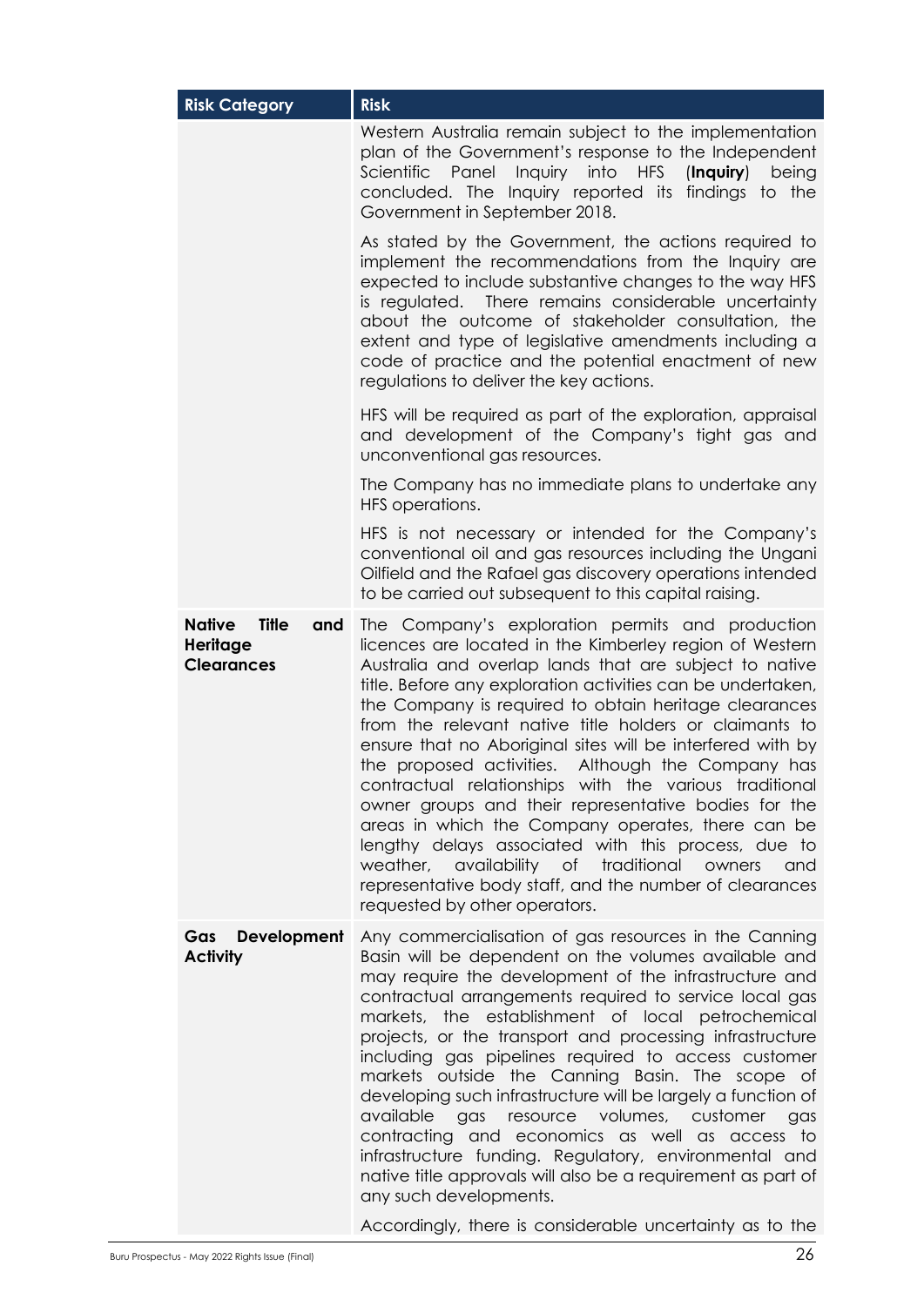| Risk Category | Risk |
|---|---|
| | Western Australia remain subject to the implementation plan of the Government's response to the Independent Scientific Panel Inquiry into HFS (**Inquiry**) being concluded. The Inquiry reported its findings to the Government in September 2018.<br><br>As stated by the Government, the actions required to implement the recommendations from the Inquiry are expected to include substantive changes to the way HFS is regulated. There remains considerable uncertainty about the outcome of stakeholder consultation, the extent and type of legislative amendments including a code of practice and the potential enactment of new regulations to deliver the key actions.<br><br>HFS will be required as part of the exploration, appraisal and development of the Company's tight gas and unconventional gas resources.<br><br>The Company has no immediate plans to undertake any HFS operations.<br><br>HFS is not necessary or intended for the Company's conventional oil and gas resources including the Ungani Oilfield and the Rafael gas discovery operations intended to be carried out subsequent to this capital raising. |
| **Native Title and Heritage Clearances** | The Company's exploration permits and production licences are located in the Kimberley region of Western Australia and overlap lands that are subject to native title. Before any exploration activities can be undertaken, the Company is required to obtain heritage clearances from the relevant native title holders or claimants to ensure that no Aboriginal sites will be interfered with by the proposed activities. Although the Company has contractual relationships with the various traditional owner groups and their representative bodies for the areas in which the Company operates, there can be lengthy delays associated with this process, due to weather, availability of traditional owners and representative body staff, and the number of clearances requested by other operators. |
| **Gas Development Activity** | Any commercialisation of gas resources in the Canning Basin will be dependent on the volumes available and may require the development of the infrastructure and contractual arrangements required to service local gas markets, the establishment of local petrochemical projects, or the transport and processing infrastructure including gas pipelines required to access customer markets outside the Canning Basin. The scope of developing such infrastructure will be largely a function of available gas resource volumes, customer gas contracting and economics as well as access to infrastructure funding. Regulatory, environmental and native title approvals will also be a requirement as part of any such developments.<br><br>Accordingly, there is considerable uncertainty as to the |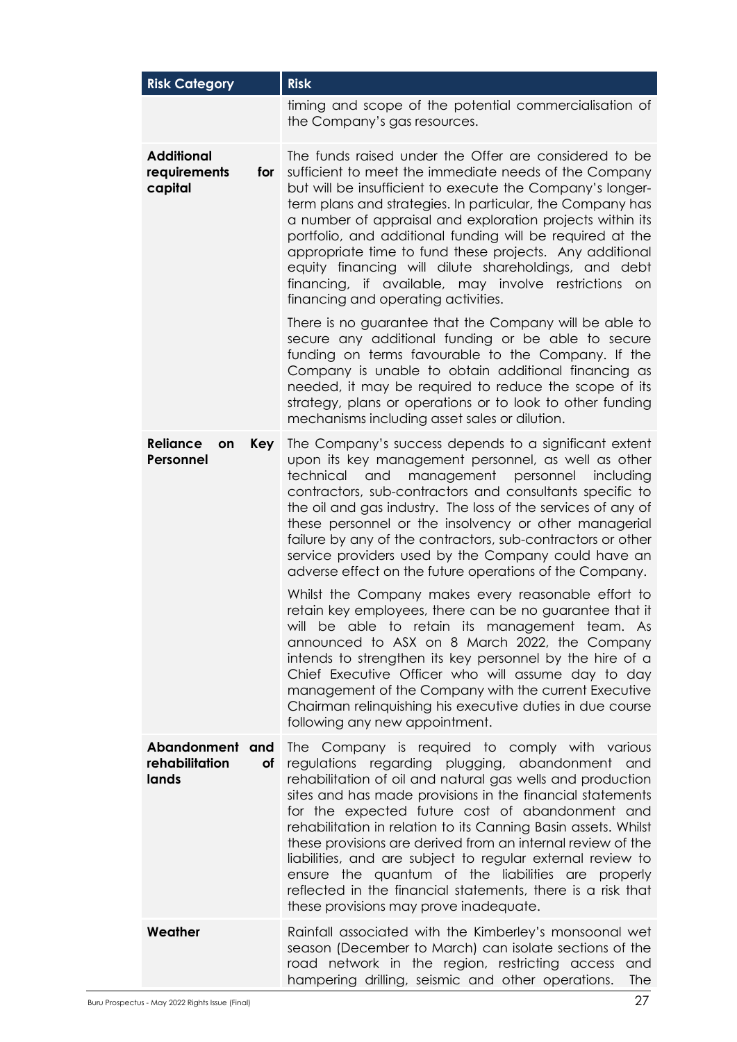| Risk Category | Risk |
| --- | --- |
| | timing and scope of the potential commercialisation of the Company's gas resources. |
| **Additional requirements for capital** | The funds raised under the Offer are considered to be sufficient to meet the immediate needs of the Company but will be insufficient to execute the Company's longer-term plans and strategies. In particular, the Company has a number of appraisal and exploration projects within its portfolio, and additional funding will be required at the appropriate time to fund these projects. Any additional equity financing will dilute shareholdings, and debt financing, if available, may involve restrictions on financing and operating activities.<br><br>There is no guarantee that the Company will be able to secure any additional funding or be able to secure funding on terms favourable to the Company. If the Company is unable to obtain additional financing as needed, it may be required to reduce the scope of its strategy, plans or operations or to look to other funding mechanisms including asset sales or dilution. |
| **Reliance on Key Personnel** | The Company's success depends to a significant extent upon its key management personnel, as well as other technical and management personnel including contractors, sub-contractors and consultants specific to the oil and gas industry. The loss of the services of any of these personnel or the insolvency or other managerial failure by any of the contractors, sub-contractors or other service providers used by the Company could have an adverse effect on the future operations of the Company.<br><br>Whilst the Company makes every reasonable effort to retain key employees, there can be no guarantee that it will be able to retain its management team. As announced to ASX on 8 March 2022, the Company intends to strengthen its key personnel by the hire of a Chief Executive Officer who will assume day to day management of the Company with the current Executive Chairman relinquishing his executive duties in due course following any new appointment. |
| **Abandonment and rehabilitation of lands** | The Company is required to comply with various regulations regarding plugging, abandonment and rehabilitation of oil and natural gas wells and production sites and has made provisions in the financial statements for the expected future cost of abandonment and rehabilitation in relation to its Canning Basin assets. Whilst these provisions are derived from an internal review of the liabilities, and are subject to regular external review to ensure the quantum of the liabilities are properly reflected in the financial statements, there is a risk that these provisions may prove inadequate. |
| **Weather** | Rainfall associated with the Kimberley's monsoonal wet season (December to March) can isolate sections of the road network in the region, restricting access and hampering drilling, seismic and other operations. The |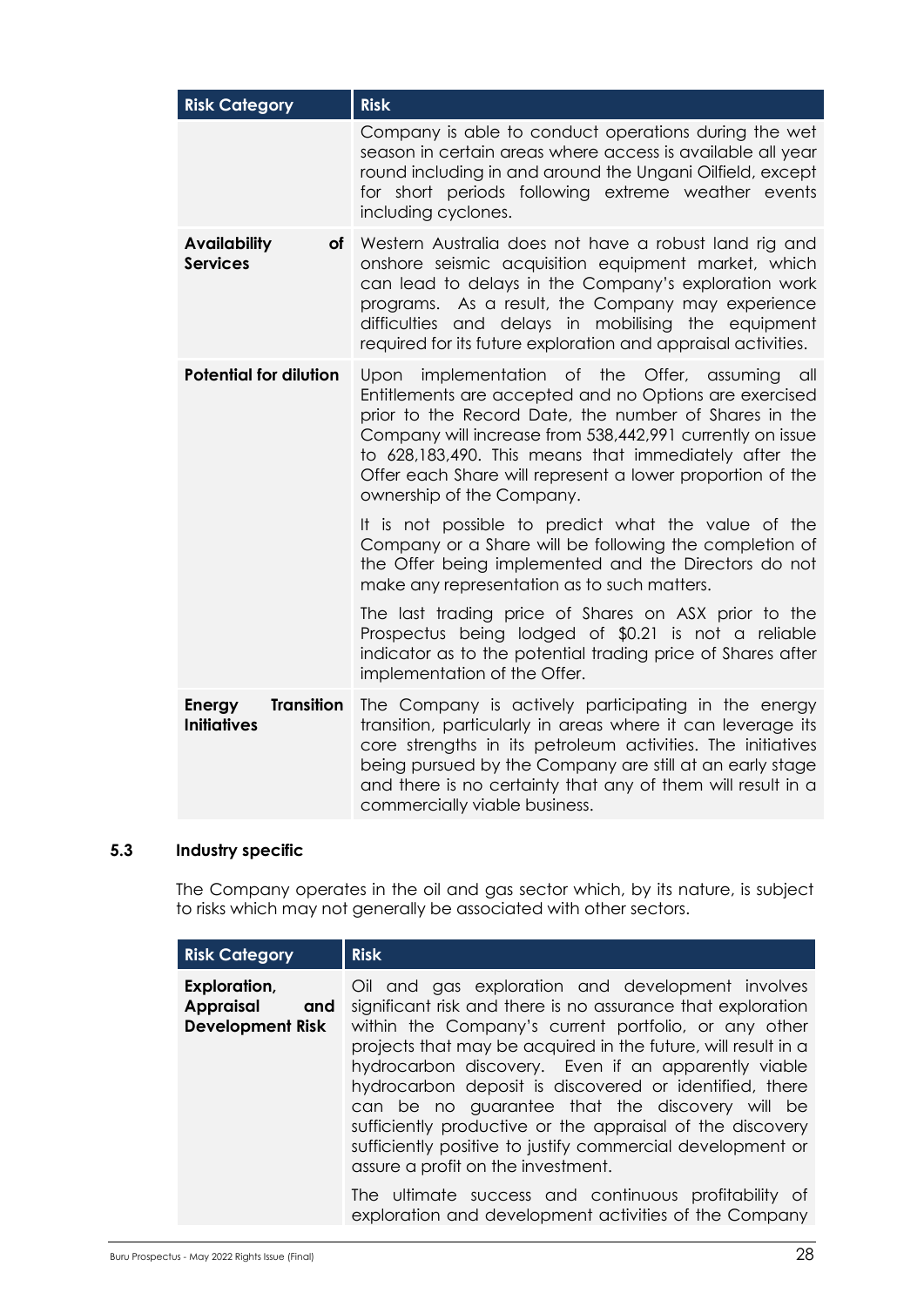| Risk Category | Risk |
| --- | --- |
| | Company is able to conduct operations during the wet season in certain areas where access is available all year round including in and around the Ungani Oilfield, except for short periods following extreme weather events including cyclones. |
| **Availability of Services** | Western Australia does not have a robust land rig and onshore seismic acquisition equipment market, which can lead to delays in the Company's exploration work programs. As a result, the Company may experience difficulties and delays in mobilising the equipment required for its future exploration and appraisal activities. |
| **Potential for dilution** | Upon implementation of the Offer, assuming all Entitlements are accepted and no Options are exercised prior to the Record Date, the number of Shares in the Company will increase from 538,442,991 currently on issue to 628,183,490. This means that immediately after the Offer each Share will represent a lower proportion of the ownership of the Company.<br><br>It is not possible to predict what the value of the Company or a Share will be following the completion of the Offer being implemented and the Directors do not make any representation as to such matters.<br><br>The last trading price of Shares on ASX prior to the Prospectus being lodged of $0.21 is not a reliable indicator as to the potential trading price of Shares after implementation of the Offer. |
| **Energy Transition Initiatives** | The Company is actively participating in the energy transition, particularly in areas where it can leverage its core strengths in its petroleum activities. The initiatives being pursued by the Company are still at an early stage and there is no certainty that any of them will result in a commercially viable business. |

## 5.3 Industry specific

The Company operates in the oil and gas sector which, by its nature, is subject to risks which may not generally be associated with other sectors.

| Risk Category | Risk |
| --- | --- |
| **Exploration, Appraisal and Development Risk** | Oil and gas exploration and development involves significant risk and there is no assurance that exploration within the Company's current portfolio, or any other projects that may be acquired in the future, will result in a hydrocarbon discovery. Even if an apparently viable hydrocarbon deposit is discovered or identified, there can be no guarantee that the discovery will be sufficiently productive or the appraisal of the discovery sufficiently positive to justify commercial development or assure a profit on the investment.<br><br>The ultimate success and continuous profitability of exploration and development activities of the Company |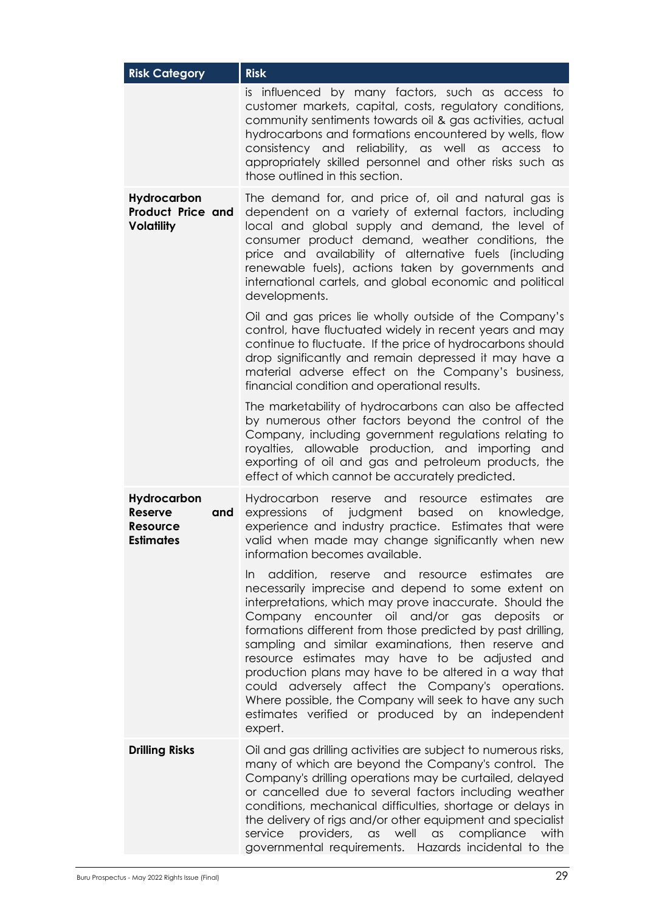| Risk Category | Risk |
|---|---|
| | is influenced by many factors, such as access to customer markets, capital, costs, regulatory conditions, community sentiments towards oil & gas activities, actual hydrocarbons and formations encountered by wells, flow consistency and reliability, as well as access to appropriately skilled personnel and other risks such as those outlined in this section. |
| **Hydrocarbon Product Price and Volatility** | The demand for, and price of, oil and natural gas is dependent on a variety of external factors, including local and global supply and demand, the level of consumer product demand, weather conditions, the price and availability of alternative fuels (including renewable fuels), actions taken by governments and international cartels, and global economic and political developments.<br><br>Oil and gas prices lie wholly outside of the Company's control, have fluctuated widely in recent years and may continue to fluctuate. If the price of hydrocarbons should drop significantly and remain depressed it may have a material adverse effect on the Company's business, financial condition and operational results.<br><br>The marketability of hydrocarbons can also be affected by numerous other factors beyond the control of the Company, including government regulations relating to royalties, allowable production, and importing and exporting of oil and gas and petroleum products, the effect of which cannot be accurately predicted. |
| **Hydrocarbon Reserve and Resource Estimates** | Hydrocarbon reserve and resource estimates are expressions of judgment based on knowledge, experience and industry practice. Estimates that were valid when made may change significantly when new information becomes available.<br><br>In addition, reserve and resource estimates are necessarily imprecise and depend to some extent on interpretations, which may prove inaccurate. Should the Company encounter oil and/or gas deposits or formations different from those predicted by past drilling, sampling and similar examinations, then reserve and resource estimates may have to be adjusted and production plans may have to be altered in a way that could adversely affect the Company's operations. Where possible, the Company will seek to have any such estimates verified or produced by an independent expert. |
| **Drilling Risks** | Oil and gas drilling activities are subject to numerous risks, many of which are beyond the Company's control. The Company's drilling operations may be curtailed, delayed or cancelled due to several factors including weather conditions, mechanical difficulties, shortage or delays in the delivery of rigs and/or other equipment and specialist service providers, as well as compliance with governmental requirements. Hazards incidental to the |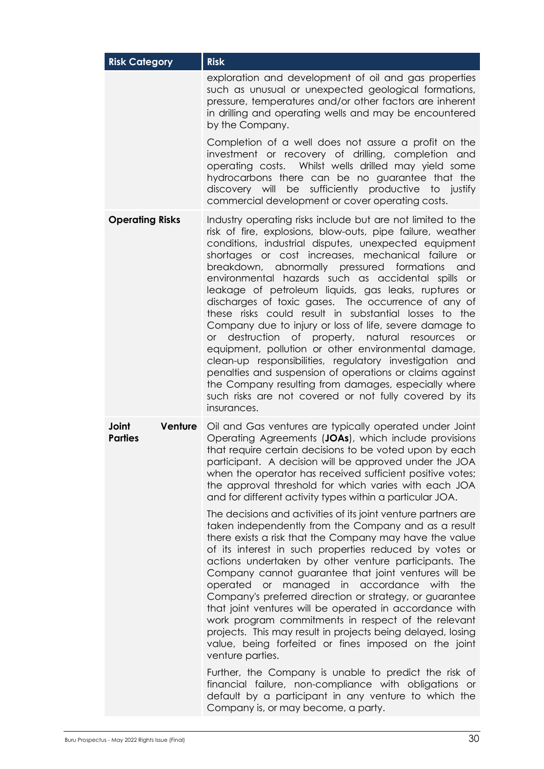| Risk Category | Risk |
| --- | --- |
| | exploration and development of oil and gas properties such as unusual or unexpected geological formations, pressure, temperatures and/or other factors are inherent in drilling and operating wells and may be encountered by the Company.<br><br>Completion of a well does not assure a profit on the investment or recovery of drilling, completion and operating costs. Whilst wells drilled may yield some hydrocarbons there can be no guarantee that the discovery will be sufficiently productive to justify commercial development or cover operating costs. |
| **Operating Risks** | Industry operating risks include but are not limited to the risk of fire, explosions, blow-outs, pipe failure, weather conditions, industrial disputes, unexpected equipment shortages or cost increases, mechanical failure or breakdown, abnormally pressured formations and environmental hazards such as accidental spills or leakage of petroleum liquids, gas leaks, ruptures or discharges of toxic gases. The occurrence of any of these risks could result in substantial losses to the Company due to injury or loss of life, severe damage to or destruction of property, natural resources or equipment, pollution or other environmental damage, clean-up responsibilities, regulatory investigation and penalties and suspension of operations or claims against the Company resulting from damages, especially where such risks are not covered or not fully covered by its insurances. |
| **Joint Venture Parties** | Oil and Gas ventures are typically operated under Joint Operating Agreements (**JOAs**), which include provisions that require certain decisions to be voted upon by each participant. A decision will be approved under the JOA when the operator has received sufficient positive votes; the approval threshold for which varies with each JOA and for different activity types within a particular JOA.<br><br>The decisions and activities of its joint venture partners are taken independently from the Company and as a result there exists a risk that the Company may have the value of its interest in such properties reduced by votes or actions undertaken by other venture participants. The Company cannot guarantee that joint ventures will be operated or managed in accordance with the Company's preferred direction or strategy, or guarantee that joint ventures will be operated in accordance with work program commitments in respect of the relevant projects. This may result in projects being delayed, losing value, being forfeited or fines imposed on the joint venture parties.<br><br>Further, the Company is unable to predict the risk of financial failure, non-compliance with obligations or default by a participant in any venture to which the Company is, or may become, a party. |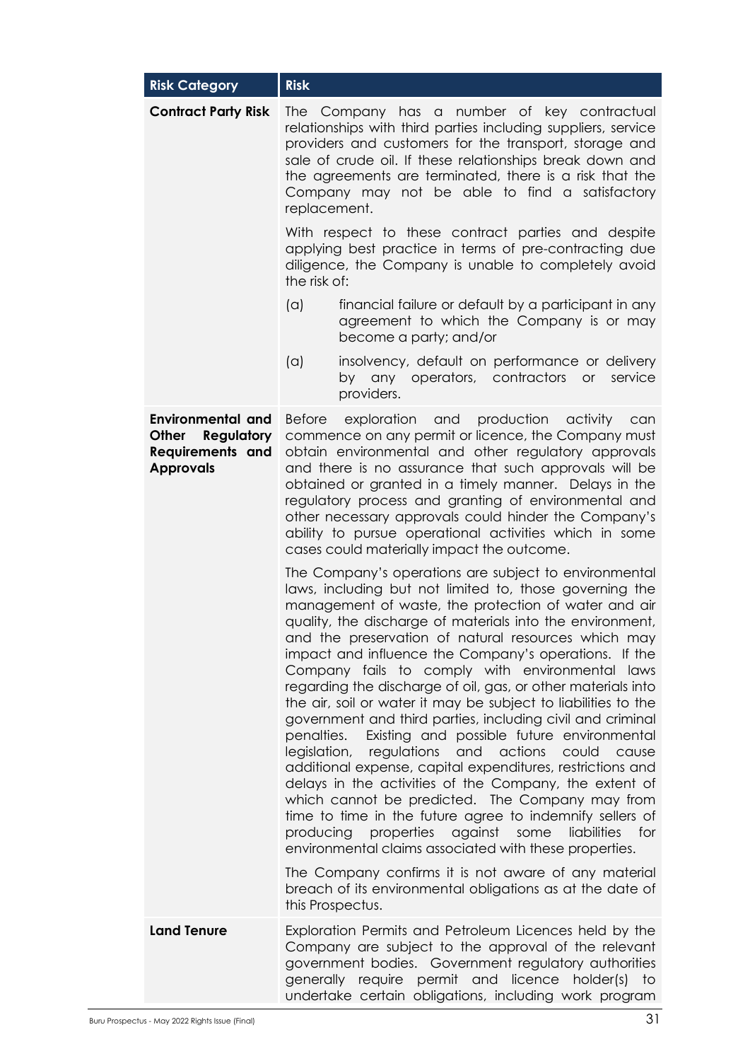| Risk Category | Risk |
|---|---|
| **Contract Party Risk** | The Company has a number of key contractual relationships with third parties including suppliers, service providers and customers for the transport, storage and sale of crude oil. If these relationships break down and the agreements are terminated, there is a risk that the Company may not be able to find a satisfactory replacement.<br><br>With respect to these contract parties and despite applying best practice in terms of pre-contracting due diligence, the Company is unable to completely avoid the risk of:<br><br>(a) financial failure or default by a participant in any agreement to which the Company is or may become a party; and/or<br><br>(a) insolvency, default on performance or delivery by any operators, contractors or service providers. |
| **Environmental and Other Regulatory Requirements and Approvals** | Before exploration and production activity can commence on any permit or licence, the Company must obtain environmental and other regulatory approvals and there is no assurance that such approvals will be obtained or granted in a timely manner. Delays in the regulatory process and granting of environmental and other necessary approvals could hinder the Company's ability to pursue operational activities which in some cases could materially impact the outcome.<br><br>The Company's operations are subject to environmental laws, including but not limited to, those governing the management of waste, the protection of water and air quality, the discharge of materials into the environment, and the preservation of natural resources which may impact and influence the Company's operations. If the Company fails to comply with environmental laws regarding the discharge of oil, gas, or other materials into the air, soil or water it may be subject to liabilities to the government and third parties, including civil and criminal penalties. Existing and possible future environmental legislation, regulations and actions could cause additional expense, capital expenditures, restrictions and delays in the activities of the Company, the extent of which cannot be predicted. The Company may from time to time in the future agree to indemnify sellers of producing properties against some liabilities for environmental claims associated with these properties.<br><br>The Company confirms it is not aware of any material breach of its environmental obligations as at the date of this Prospectus. |
| **Land Tenure** | Exploration Permits and Petroleum Licences held by the Company are subject to the approval of the relevant government bodies. Government regulatory authorities generally require permit and licence holder(s) to undertake certain obligations, including work program |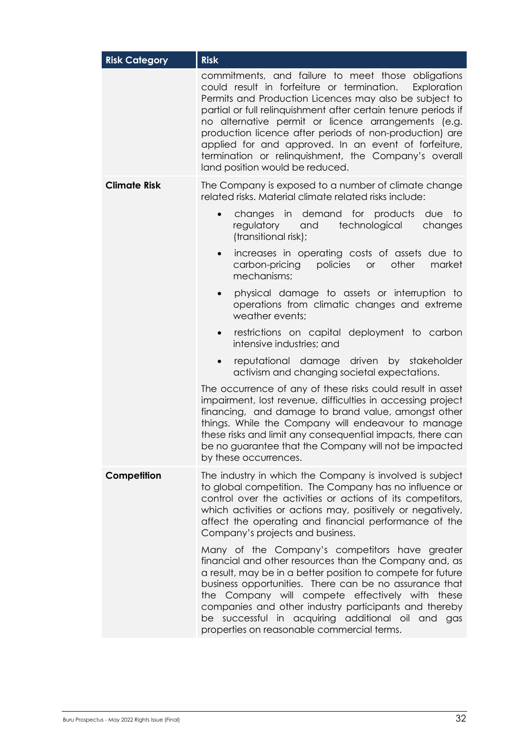| Risk Category | Risk |
|---|---|
| | commitments, and failure to meet those obligations could result in forfeiture or termination. Exploration Permits and Production Licences may also be subject to partial or full relinquishment after certain tenure periods if no alternative permit or licence arrangements (e.g. production licence after periods of non-production) are applied for and approved. In an event of forfeiture, termination or relinquishment, the Company's overall land position would be reduced. |
| **Climate Risk** | The Company is exposed to a number of climate change related risks. Material climate related risks include:<br><br>• changes in demand for products due to regulatory and technological changes (transitional risk);<br>• increases in operating costs of assets due to carbon-pricing policies or other market mechanisms;<br>• physical damage to assets or interruption to operations from climatic changes and extreme weather events;<br>• restrictions on capital deployment to carbon intensive industries; and<br>• reputational damage driven by stakeholder activism and changing societal expectations.<br><br>The occurrence of any of these risks could result in asset impairment, lost revenue, difficulties in accessing project financing, and damage to brand value, amongst other things. While the Company will endeavour to manage these risks and limit any consequential impacts, there can be no guarantee that the Company will not be impacted by these occurrences. |
| **Competition** | The industry in which the Company is involved is subject to global competition. The Company has no influence or control over the activities or actions of its competitors, which activities or actions may, positively or negatively, affect the operating and financial performance of the Company's projects and business.<br><br>Many of the Company's competitors have greater financial and other resources than the Company and, as a result, may be in a better position to compete for future business opportunities. There can be no assurance that the Company will compete effectively with these companies and other industry participants and thereby be successful in acquiring additional oil and gas properties on reasonable commercial terms. |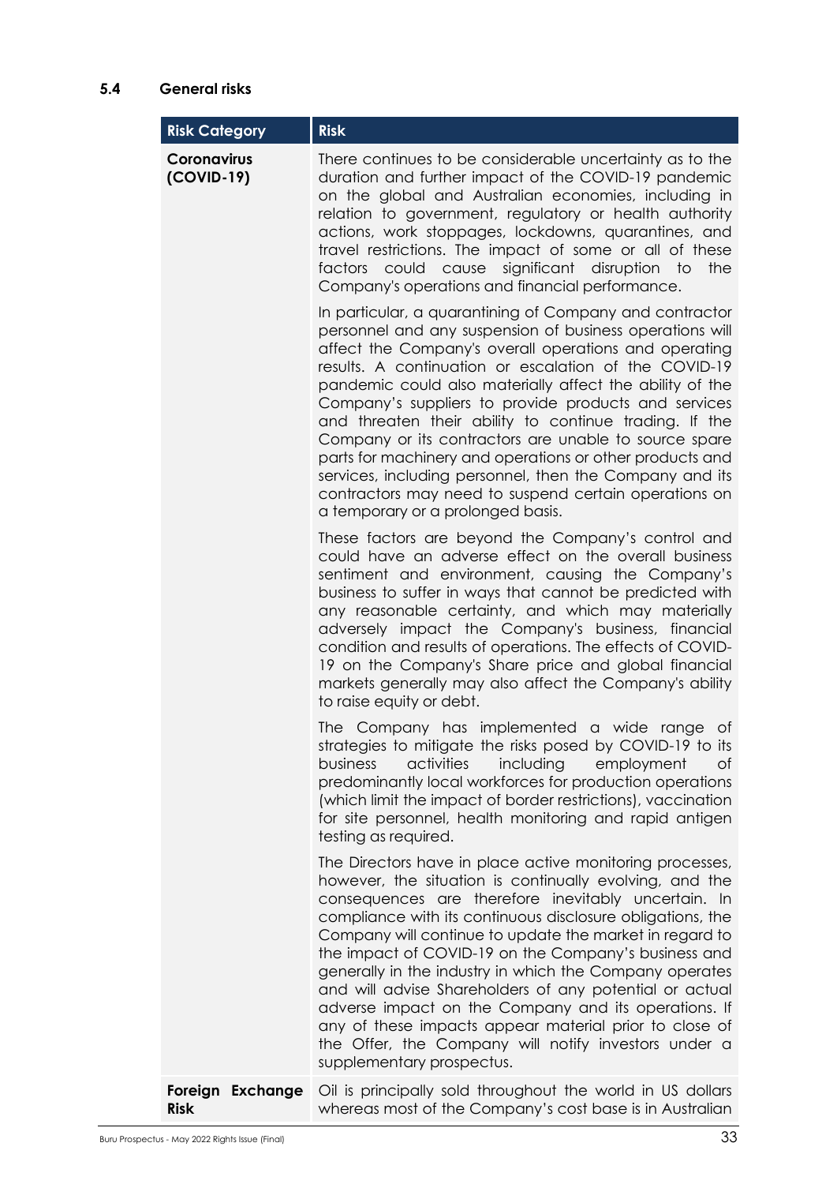### 5.4 General risks

| Risk Category | Risk |
|---|---|
| **Coronavirus (COVID-19)** | There continues to be considerable uncertainty as to the duration and further impact of the COVID-19 pandemic on the global and Australian economies, including in relation to government, regulatory or health authority actions, work stoppages, lockdowns, quarantines, and travel restrictions. The impact of some or all of these factors could cause significant disruption to the Company's operations and financial performance.<br><br>In particular, a quarantining of Company and contractor personnel and any suspension of business operations will affect the Company's overall operations and operating results. A continuation or escalation of the COVID-19 pandemic could also materially affect the ability of the Company's suppliers to provide products and services and threaten their ability to continue trading. If the Company or its contractors are unable to source spare parts for machinery and operations or other products and services, including personnel, then the Company and its contractors may need to suspend certain operations on a temporary or a prolonged basis.<br><br>These factors are beyond the Company's control and could have an adverse effect on the overall business sentiment and environment, causing the Company's business to suffer in ways that cannot be predicted with any reasonable certainty, and which may materially adversely impact the Company's business, financial condition and results of operations. The effects of COVID-19 on the Company's Share price and global financial markets generally may also affect the Company's ability to raise equity or debt.<br><br>The Company has implemented a wide range of strategies to mitigate the risks posed by COVID-19 to its business activities including employment of predominantly local workforces for production operations (which limit the impact of border restrictions), vaccination for site personnel, health monitoring and rapid antigen testing as required.<br><br>The Directors have in place active monitoring processes, however, the situation is continually evolving, and the consequences are therefore inevitably uncertain. In compliance with its continuous disclosure obligations, the Company will continue to update the market in regard to the impact of COVID-19 on the Company's business and generally in the industry in which the Company operates and will advise Shareholders of any potential or actual adverse impact on the Company and its operations. If any of these impacts appear material prior to close of the Offer, the Company will notify investors under a supplementary prospectus. |
| **Foreign Exchange Risk** | Oil is principally sold throughout the world in US dollars whereas most of the Company's cost base is in Australian |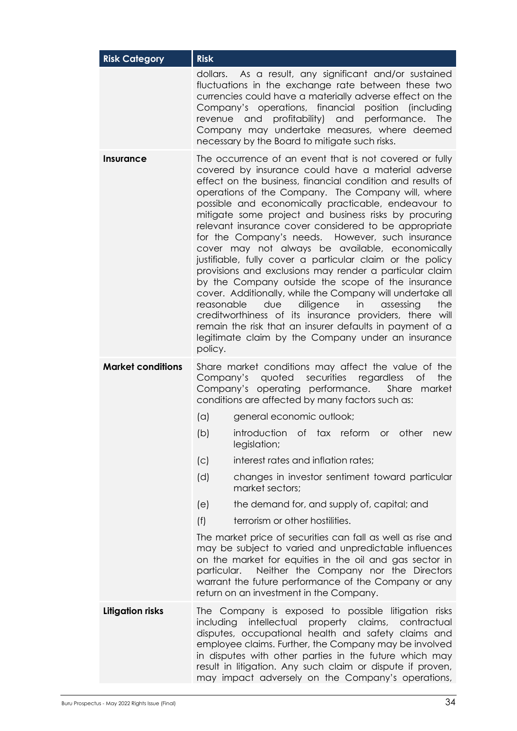| Risk Category | Risk |
|---|---|
| | dollars. As a result, any significant and/or sustained fluctuations in the exchange rate between these two currencies could have a materially adverse effect on the Company's operations, financial position (including revenue and profitability) and performance. The Company may undertake measures, where deemed necessary by the Board to mitigate such risks. |
| **Insurance** | The occurrence of an event that is not covered or fully covered by insurance could have a material adverse effect on the business, financial condition and results of operations of the Company. The Company will, where possible and economically practicable, endeavour to mitigate some project and business risks by procuring relevant insurance cover considered to be appropriate for the Company's needs. However, such insurance cover may not always be available, economically justifiable, fully cover a particular claim or the policy provisions and exclusions may render a particular claim by the Company outside the scope of the insurance cover. Additionally, while the Company will undertake all reasonable due diligence in assessing the creditworthiness of its insurance providers, there will remain the risk that an insurer defaults in payment of a legitimate claim by the Company under an insurance policy. |
| **Market conditions** | Share market conditions may affect the value of the Company's quoted securities regardless of the Company's operating performance. Share market conditions are affected by many factors such as:<br>(a) general economic outlook;<br>(b) introduction of tax reform or other new legislation;<br>(c) interest rates and inflation rates;<br>(d) changes in investor sentiment toward particular market sectors;<br>(e) the demand for, and supply of, capital; and<br>(f) terrorism or other hostilities.<br>The market price of securities can fall as well as rise and may be subject to varied and unpredictable influences on the market for equities in the oil and gas sector in particular. Neither the Company nor the Directors warrant the future performance of the Company or any return on an investment in the Company. |
| **Litigation risks** | The Company is exposed to possible litigation risks including intellectual property claims, contractual disputes, occupational health and safety claims and employee claims. Further, the Company may be involved in disputes with other parties in the future which may result in litigation. Any such claim or dispute if proven, may impact adversely on the Company's operations, |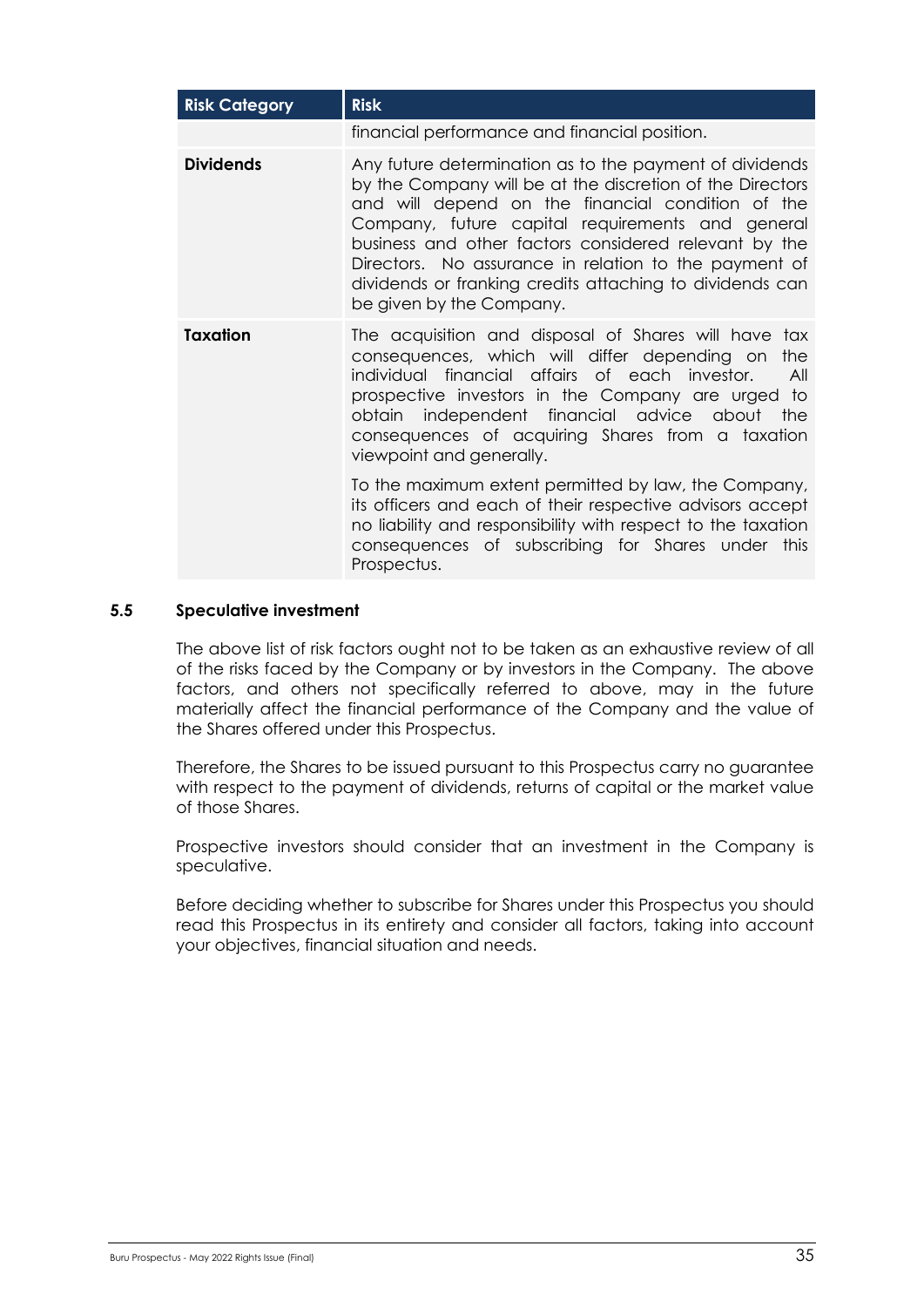| Risk Category | Risk |
|---|---|
| | financial performance and financial position. |
| **Dividends** | Any future determination as to the payment of dividends by the Company will be at the discretion of the Directors and will depend on the financial condition of the Company, future capital requirements and general business and other factors considered relevant by the Directors. No assurance in relation to the payment of dividends or franking credits attaching to dividends can be given by the Company. |
| **Taxation** | The acquisition and disposal of Shares will have tax consequences, which will differ depending on the individual financial affairs of each investor. All prospective investors in the Company are urged to obtain independent financial advice about the consequences of acquiring Shares from a taxation viewpoint and generally.<br><br>To the maximum extent permitted by law, the Company, its officers and each of their respective advisors accept no liability and responsibility with respect to the taxation consequences of subscribing for Shares under this Prospectus. |

## 5.5 Speculative investment

The above list of risk factors ought not to be taken as an exhaustive review of all of the risks faced by the Company or by investors in the Company. The above factors, and others not specifically referred to above, may in the future materially affect the financial performance of the Company and the value of the Shares offered under this Prospectus.

Therefore, the Shares to be issued pursuant to this Prospectus carry no guarantee with respect to the payment of dividends, returns of capital or the market value of those Shares.

Prospective investors should consider that an investment in the Company is speculative.

Before deciding whether to subscribe for Shares under this Prospectus you should read this Prospectus in its entirety and consider all factors, taking into account your objectives, financial situation and needs.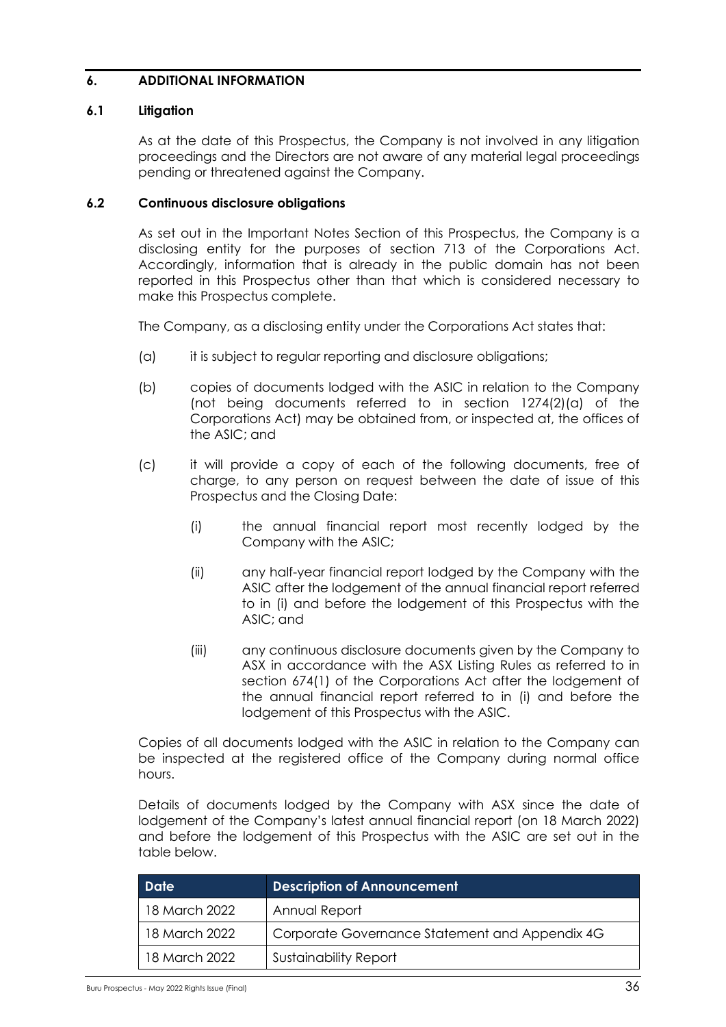## 6. ADDITIONAL INFORMATION

### 6.1 Litigation

As at the date of this Prospectus, the Company is not involved in any litigation proceedings and the Directors are not aware of any material legal proceedings pending or threatened against the Company.

### 6.2 Continuous disclosure obligations

As set out in the Important Notes Section of this Prospectus, the Company is a disclosing entity for the purposes of section 713 of the Corporations Act. Accordingly, information that is already in the public domain has not been reported in this Prospectus other than that which is considered necessary to make this Prospectus complete.

The Company, as a disclosing entity under the Corporations Act states that:

(a) it is subject to regular reporting and disclosure obligations;

(b) copies of documents lodged with the ASIC in relation to the Company (not being documents referred to in section 1274(2)(a) of the Corporations Act) may be obtained from, or inspected at, the offices of the ASIC; and

(c) it will provide a copy of each of the following documents, free of charge, to any person on request between the date of issue of this Prospectus and the Closing Date:

(i) the annual financial report most recently lodged by the Company with the ASIC;

(ii) any half-year financial report lodged by the Company with the ASIC after the lodgement of the annual financial report referred to in (i) and before the lodgement of this Prospectus with the ASIC; and

(iii) any continuous disclosure documents given by the Company to ASX in accordance with the ASX Listing Rules as referred to in section 674(1) of the Corporations Act after the lodgement of the annual financial report referred to in (i) and before the lodgement of this Prospectus with the ASIC.

Copies of all documents lodged with the ASIC in relation to the Company can be inspected at the registered office of the Company during normal office hours.

Details of documents lodged by the Company with ASX since the date of lodgement of the Company's latest annual financial report (on 18 March 2022) and before the lodgement of this Prospectus with the ASIC are set out in the table below.

| Date | Description of Announcement |
|---|---|
| 18 March 2022 | Annual Report |
| 18 March 2022 | Corporate Governance Statement and Appendix 4G |
| 18 March 2022 | Sustainability Report |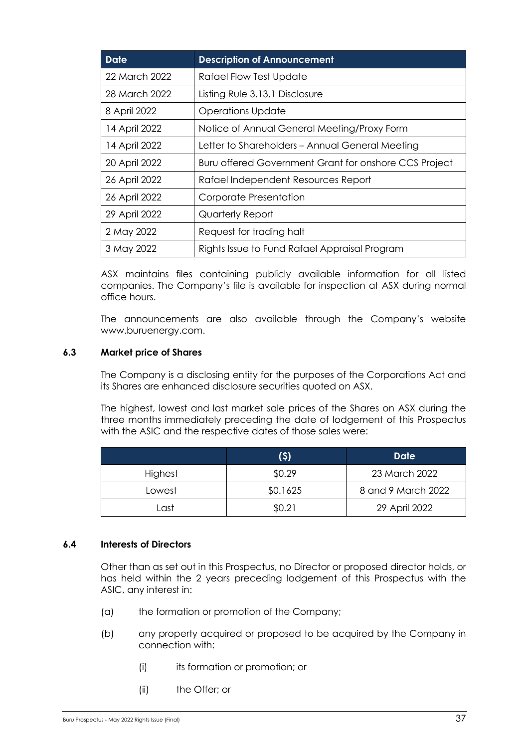| Date | Description of Announcement |
|---|---|
| 22 March 2022 | Rafael Flow Test Update |
| 28 March 2022 | Listing Rule 3.13.1 Disclosure |
| 8 April 2022 | Operations Update |
| 14 April 2022 | Notice of Annual General Meeting/Proxy Form |
| 14 April 2022 | Letter to Shareholders – Annual General Meeting |
| 20 April 2022 | Buru offered Government Grant for onshore CCS Project |
| 26 April 2022 | Rafael Independent Resources Report |
| 26 April 2022 | Corporate Presentation |
| 29 April 2022 | Quarterly Report |
| 2 May 2022 | Request for trading halt |
| 3 May 2022 | Rights Issue to Fund Rafael Appraisal Program |

ASX maintains files containing publicly available information for all listed companies. The Company's file is available for inspection at ASX during normal office hours.

The announcements are also available through the Company's website www.buruenergy.com.

### 6.3 Market price of Shares

The Company is a disclosing entity for the purposes of the Corporations Act and its Shares are enhanced disclosure securities quoted on ASX.

The highest, lowest and last market sale prices of the Shares on ASX during the three months immediately preceding the date of lodgement of this Prospectus with the ASIC and the respective dates of those sales were:

| | ($) | Date |
|---|---|---|
| Highest | $0.29 | 23 March 2022 |
| Lowest | $0.1625 | 8 and 9 March 2022 |
| Last | $0.21 | 29 April 2022 |

### 6.4 Interests of Directors

Other than as set out in this Prospectus, no Director or proposed director holds, or has held within the 2 years preceding lodgement of this Prospectus with the ASIC, any interest in:

(a) the formation or promotion of the Company;

(b) any property acquired or proposed to be acquired by the Company in connection with:

(i) its formation or promotion; or

(ii) the Offer; or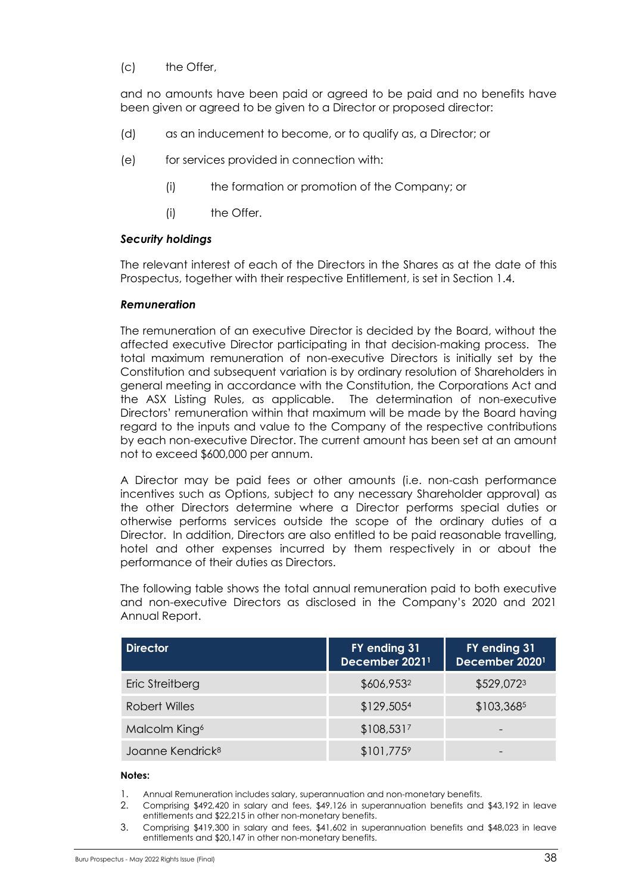(c) the Offer,

and no amounts have been paid or agreed to be paid and no benefits have been given or agreed to be given to a Director or proposed director:

(d) as an inducement to become, or to qualify as, a Director; or

(e) for services provided in connection with:

 (i) the formation or promotion of the Company; or

 (i) the Offer.

***Security holdings***

The relevant interest of each of the Directors in the Shares as at the date of this Prospectus, together with their respective Entitlement, is set in Section 1.4.

***Remuneration***

The remuneration of an executive Director is decided by the Board, without the affected executive Director participating in that decision-making process. The total maximum remuneration of non-executive Directors is initially set by the Constitution and subsequent variation is by ordinary resolution of Shareholders in general meeting in accordance with the Constitution, the Corporations Act and the ASX Listing Rules, as applicable. The determination of non-executive Directors' remuneration within that maximum will be made by the Board having regard to the inputs and value to the Company of the respective contributions by each non-executive Director. The current amount has been set at an amount not to exceed $600,000 per annum.

A Director may be paid fees or other amounts (i.e. non-cash performance incentives such as Options, subject to any necessary Shareholder approval) as the other Directors determine where a Director performs special duties or otherwise performs services outside the scope of the ordinary duties of a Director. In addition, Directors are also entitled to be paid reasonable travelling, hotel and other expenses incurred by them respectively in or about the performance of their duties as Directors.

The following table shows the total annual remuneration paid to both executive and non-executive Directors as disclosed in the Company's 2020 and 2021 Annual Report.

| Director | FY ending 31 December 2021[1] | FY ending 31 December 2020[1] |
|---|---|---|
| Eric Streitberg | $606,953[2] | $529,072[3] |
| Robert Willes | $129,505[4] | $103,368[5] |
| Malcolm King[6] | $108,531[7] | - |
| Joanne Kendrick[8] | $101,775[9] | - |

**Notes:**

1. Annual Remuneration includes salary, superannuation and non-monetary benefits.
2. Comprising $492,420 in salary and fees, $49,126 in superannuation benefits and $43,192 in leave entitlements and $22,215 in other non-monetary benefits.
3. Comprising $419,300 in salary and fees, $41,602 in superannuation benefits and $48,023 in leave entitlements and $20,147 in other non-monetary benefits.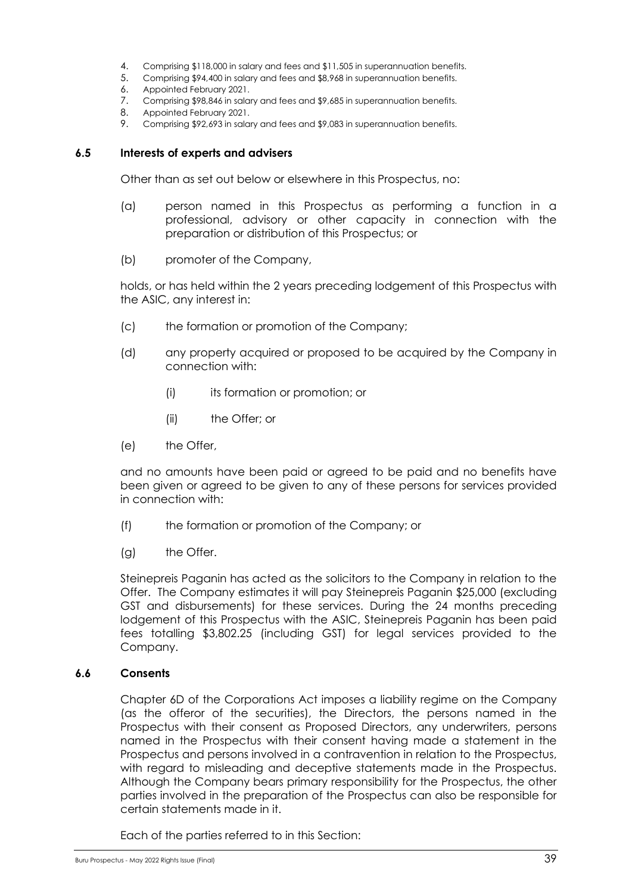4. Comprising $118,000 in salary and fees and $11,505 in superannuation benefits.
5. Comprising $94,400 in salary and fees and $8,968 in superannuation benefits.
6. Appointed February 2021.
7. Comprising $98,846 in salary and fees and $9,685 in superannuation benefits.
8. Appointed February 2021.
9. Comprising $92,693 in salary and fees and $9,083 in superannuation benefits.

### 6.5 Interests of experts and advisers

Other than as set out below or elsewhere in this Prospectus, no:

(a) person named in this Prospectus as performing a function in a professional, advisory or other capacity in connection with the preparation or distribution of this Prospectus; or

(b) promoter of the Company,

holds, or has held within the 2 years preceding lodgement of this Prospectus with the ASIC, any interest in:

(c) the formation or promotion of the Company;

(d) any property acquired or proposed to be acquired by the Company in connection with:

 (i) its formation or promotion; or

 (ii) the Offer; or

(e) the Offer,

and no amounts have been paid or agreed to be paid and no benefits have been given or agreed to be given to any of these persons for services provided in connection with:

(f) the formation or promotion of the Company; or

(g) the Offer.

Steinepreis Paganin has acted as the solicitors to the Company in relation to the Offer. The Company estimates it will pay Steinepreis Paganin $25,000 (excluding GST and disbursements) for these services. During the 24 months preceding lodgement of this Prospectus with the ASIC, Steinepreis Paganin has been paid fees totalling $3,802.25 (including GST) for legal services provided to the Company.

### 6.6 Consents

Chapter 6D of the Corporations Act imposes a liability regime on the Company (as the offeror of the securities), the Directors, the persons named in the Prospectus with their consent as Proposed Directors, any underwriters, persons named in the Prospectus with their consent having made a statement in the Prospectus and persons involved in a contravention in relation to the Prospectus, with regard to misleading and deceptive statements made in the Prospectus. Although the Company bears primary responsibility for the Prospectus, the other parties involved in the preparation of the Prospectus can also be responsible for certain statements made in it.

Each of the parties referred to in this Section: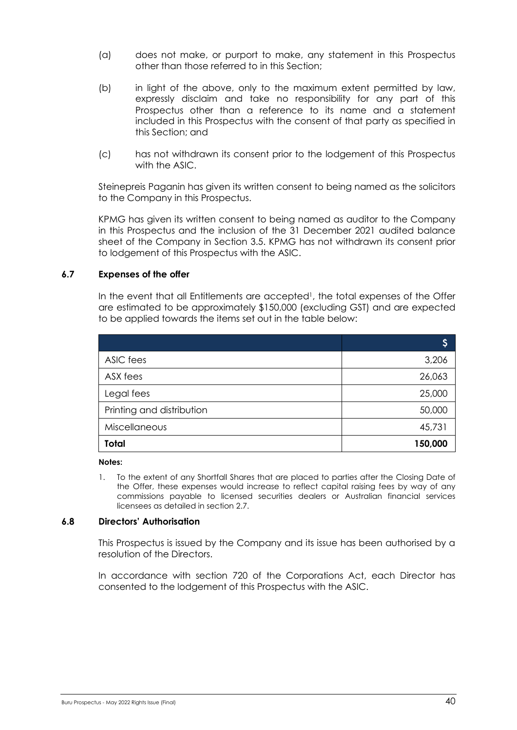(a) does not make, or purport to make, any statement in this Prospectus other than those referred to in this Section;

(b) in light of the above, only to the maximum extent permitted by law, expressly disclaim and take no responsibility for any part of this Prospectus other than a reference to its name and a statement included in this Prospectus with the consent of that party as specified in this Section; and

(c) has not withdrawn its consent prior to the lodgement of this Prospectus with the ASIC.

Steinepreis Paganin has given its written consent to being named as the solicitors to the Company in this Prospectus.

KPMG has given its written consent to being named as auditor to the Company in this Prospectus and the inclusion of the 31 December 2021 audited balance sheet of the Company in Section 3.5. KPMG has not withdrawn its consent prior to lodgement of this Prospectus with the ASIC.

### 6.7 Expenses of the offer

In the event that all Entitlements are accepted[1], the total expenses of the Offer are estimated to be approximately $150,000 (excluding GST) and are expected to be applied towards the items set out in the table below:

| | $ |
|---|---|
| ASIC fees | 3,206 |
| ASX fees | 26,063 |
| Legal fees | 25,000 |
| Printing and distribution | 50,000 |
| Miscellaneous | 45,731 |
| **Total** | **150,000** |

**Notes:**

1. To the extent of any Shortfall Shares that are placed to parties after the Closing Date of the Offer, these expenses would increase to reflect capital raising fees by way of any commissions payable to licensed securities dealers or Australian financial services licensees as detailed in section 2.7.

### 6.8 Directors' Authorisation

This Prospectus is issued by the Company and its issue has been authorised by a resolution of the Directors.

In accordance with section 720 of the Corporations Act, each Director has consented to the lodgement of this Prospectus with the ASIC.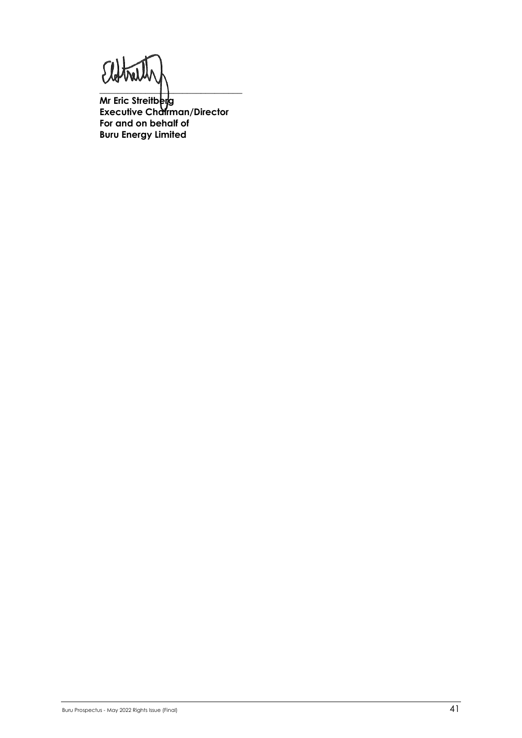**Mr Eric Streitberg**
**Executive Chairman/Director**
**For and on behalf of**
**Buru Energy Limited**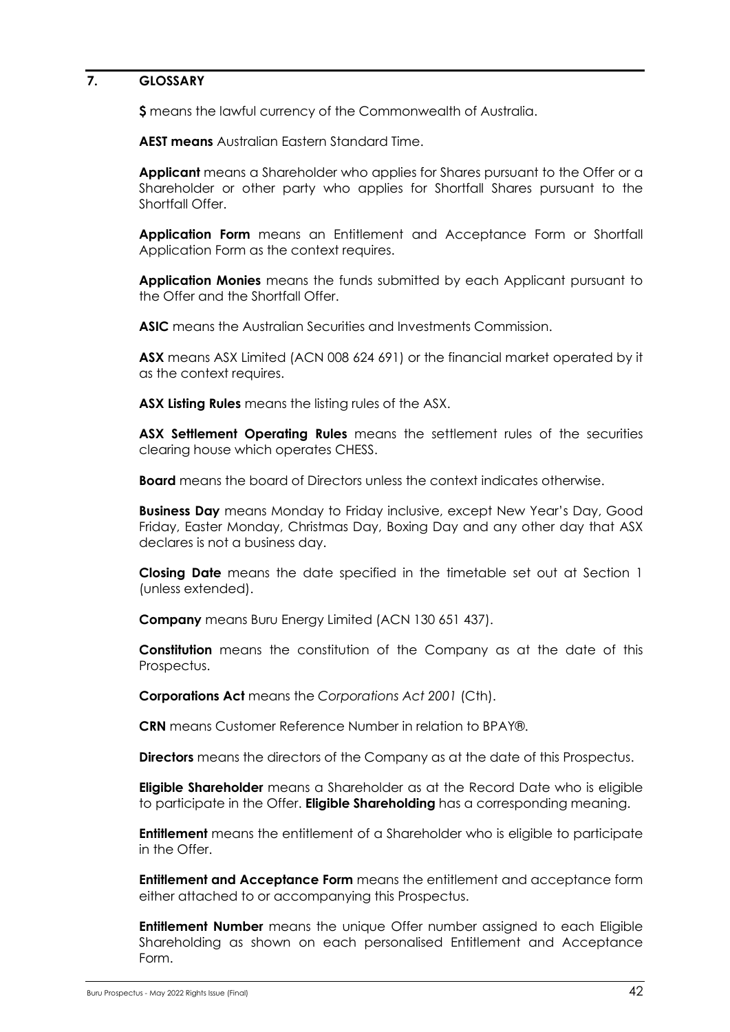## 7. GLOSSARY

**$** means the lawful currency of the Commonwealth of Australia.

**AEST means** Australian Eastern Standard Time.

**Applicant** means a Shareholder who applies for Shares pursuant to the Offer or a Shareholder or other party who applies for Shortfall Shares pursuant to the Shortfall Offer.

**Application Form** means an Entitlement and Acceptance Form or Shortfall Application Form as the context requires.

**Application Monies** means the funds submitted by each Applicant pursuant to the Offer and the Shortfall Offer.

**ASIC** means the Australian Securities and Investments Commission.

**ASX** means ASX Limited (ACN 008 624 691) or the financial market operated by it as the context requires.

**ASX Listing Rules** means the listing rules of the ASX.

**ASX Settlement Operating Rules** means the settlement rules of the securities clearing house which operates CHESS.

**Board** means the board of Directors unless the context indicates otherwise.

**Business Day** means Monday to Friday inclusive, except New Year's Day, Good Friday, Easter Monday, Christmas Day, Boxing Day and any other day that ASX declares is not a business day.

**Closing Date** means the date specified in the timetable set out at Section 1 (unless extended).

**Company** means Buru Energy Limited (ACN 130 651 437).

**Constitution** means the constitution of the Company as at the date of this Prospectus.

**Corporations Act** means the *Corporations Act 2001* (Cth).

**CRN** means Customer Reference Number in relation to BPAY®.

**Directors** means the directors of the Company as at the date of this Prospectus.

**Eligible Shareholder** means a Shareholder as at the Record Date who is eligible to participate in the Offer. **Eligible Shareholding** has a corresponding meaning.

**Entitlement** means the entitlement of a Shareholder who is eligible to participate in the Offer.

**Entitlement and Acceptance Form** means the entitlement and acceptance form either attached to or accompanying this Prospectus.

**Entitlement Number** means the unique Offer number assigned to each Eligible Shareholding as shown on each personalised Entitlement and Acceptance Form.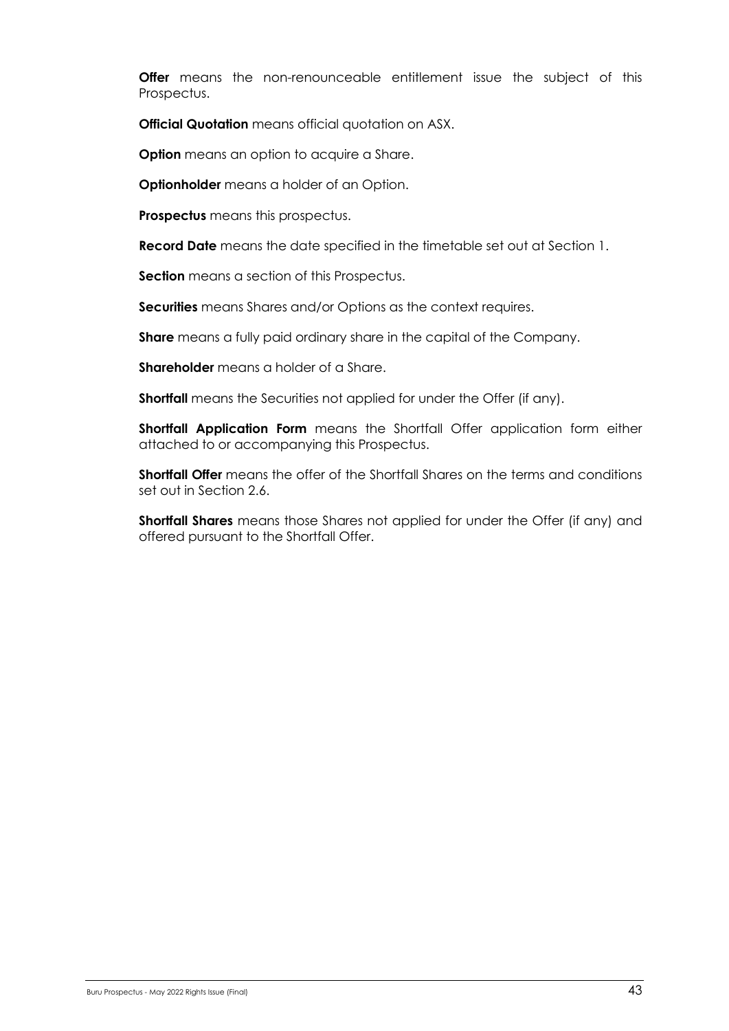**Offer** means the non-renounceable entitlement issue the subject of this Prospectus.

**Official Quotation** means official quotation on ASX.

**Option** means an option to acquire a Share.

**Optionholder** means a holder of an Option.

**Prospectus** means this prospectus.

**Record Date** means the date specified in the timetable set out at Section 1.

**Section** means a section of this Prospectus.

**Securities** means Shares and/or Options as the context requires.

**Share** means a fully paid ordinary share in the capital of the Company.

**Shareholder** means a holder of a Share.

**Shortfall** means the Securities not applied for under the Offer (if any).

**Shortfall Application Form** means the Shortfall Offer application form either attached to or accompanying this Prospectus.

**Shortfall Offer** means the offer of the Shortfall Shares on the terms and conditions set out in Section 2.6.

**Shortfall Shares** means those Shares not applied for under the Offer (if any) and offered pursuant to the Shortfall Offer.